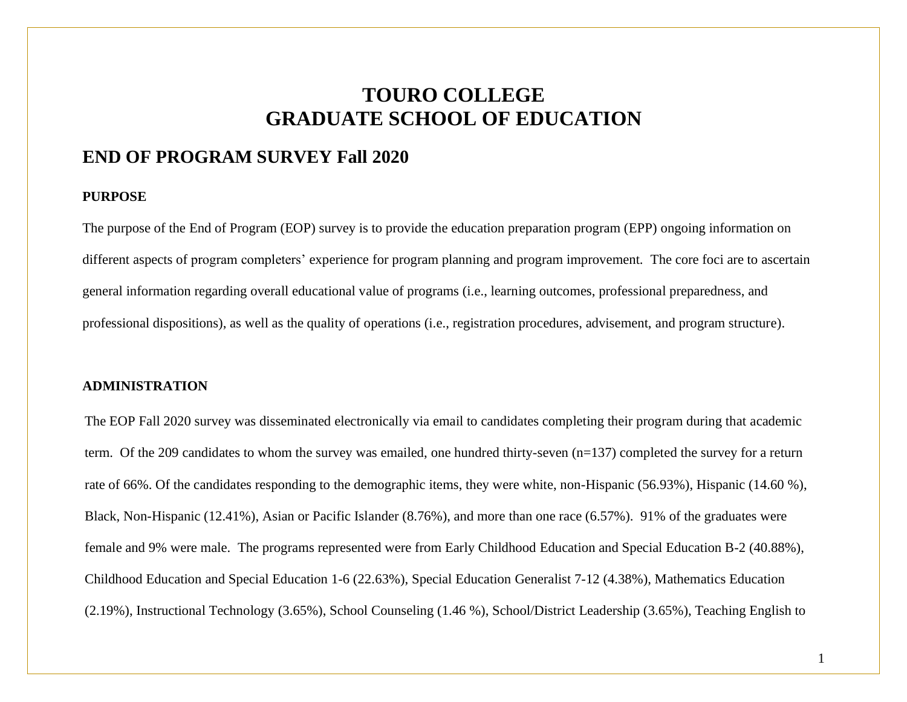# TOURO COLLEGE
# GRADUATE SCHOOL OF EDUCATION

## END OF PROGRAM SURVEY Fall 2020

### PURPOSE

The purpose of the End of Program (EOP) survey is to provide the education preparation program (EPP) ongoing information on different aspects of program completers' experience for program planning and program improvement. The core foci are to ascertain general information regarding overall educational value of programs (i.e., learning outcomes, professional preparedness, and professional dispositions), as well as the quality of operations (i.e., registration procedures, advisement, and program structure).

### ADMINISTRATION

The EOP Fall 2020 survey was disseminated electronically via email to candidates completing their program during that academic term. Of the 209 candidates to whom the survey was emailed, one hundred thirty-seven (n=137) completed the survey for a return rate of 66%. Of the candidates responding to the demographic items, they were white, non-Hispanic (56.93%), Hispanic (14.60 %), Black, Non-Hispanic (12.41%), Asian or Pacific Islander (8.76%), and more than one race (6.57%). 91% of the graduates were female and 9% were male. The programs represented were from Early Childhood Education and Special Education B-2 (40.88%), Childhood Education and Special Education 1-6 (22.63%), Special Education Generalist 7-12 (4.38%), Mathematics Education (2.19%), Instructional Technology (3.65%), School Counseling (1.46 %), School/District Leadership (3.65%), Teaching English to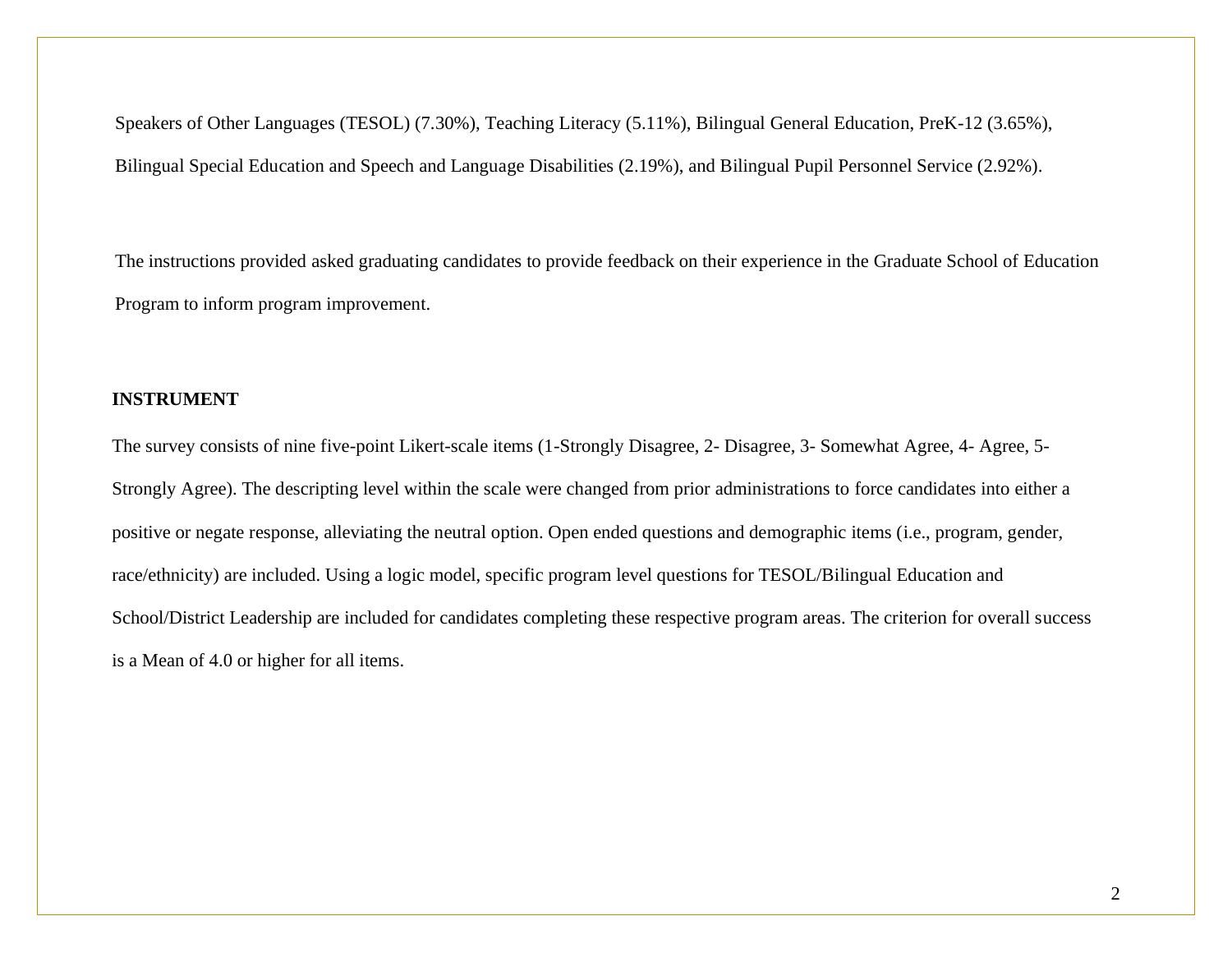Speakers of Other Languages (TESOL) (7.30%), Teaching Literacy (5.11%), Bilingual General Education, PreK-12 (3.65%), Bilingual Special Education and Speech and Language Disabilities (2.19%), and Bilingual Pupil Personnel Service (2.92%).

The instructions provided asked graduating candidates to provide feedback on their experience in the Graduate School of Education Program to inform program improvement.

**INSTRUMENT**

The survey consists of nine five-point Likert-scale items (1-Strongly Disagree, 2- Disagree, 3- Somewhat Agree, 4- Agree, 5- Strongly Agree). The descripting level within the scale were changed from prior administrations to force candidates into either a positive or negate response, alleviating the neutral option. Open ended questions and demographic items (i.e., program, gender, race/ethnicity) are included. Using a logic model, specific program level questions for TESOL/Bilingual Education and School/District Leadership are included for candidates completing these respective program areas. The criterion for overall success is a Mean of 4.0 or higher for all items.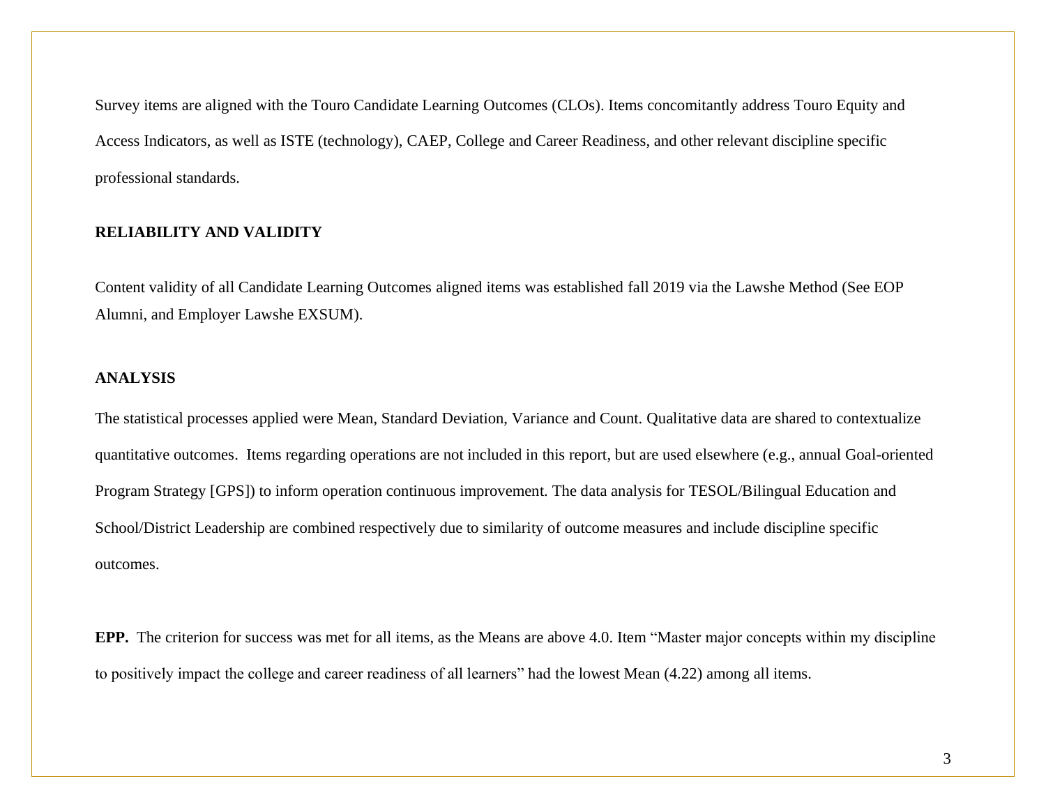Survey items are aligned with the Touro Candidate Learning Outcomes (CLOs). Items concomitantly address Touro Equity and Access Indicators, as well as ISTE (technology), CAEP, College and Career Readiness, and other relevant discipline specific professional standards.

## RELIABILITY AND VALIDITY

Content validity of all Candidate Learning Outcomes aligned items was established fall 2019 via the Lawshe Method (See EOP Alumni, and Employer Lawshe EXSUM).

## ANALYSIS

The statistical processes applied were Mean, Standard Deviation, Variance and Count. Qualitative data are shared to contextualize quantitative outcomes. Items regarding operations are not included in this report, but are used elsewhere (e.g., annual Goal-oriented Program Strategy [GPS]) to inform operation continuous improvement. The data analysis for TESOL/Bilingual Education and School/District Leadership are combined respectively due to similarity of outcome measures and include discipline specific outcomes.

**EPP.** The criterion for success was met for all items, as the Means are above 4.0. Item "Master major concepts within my discipline to positively impact the college and career readiness of all learners" had the lowest Mean (4.22) among all items.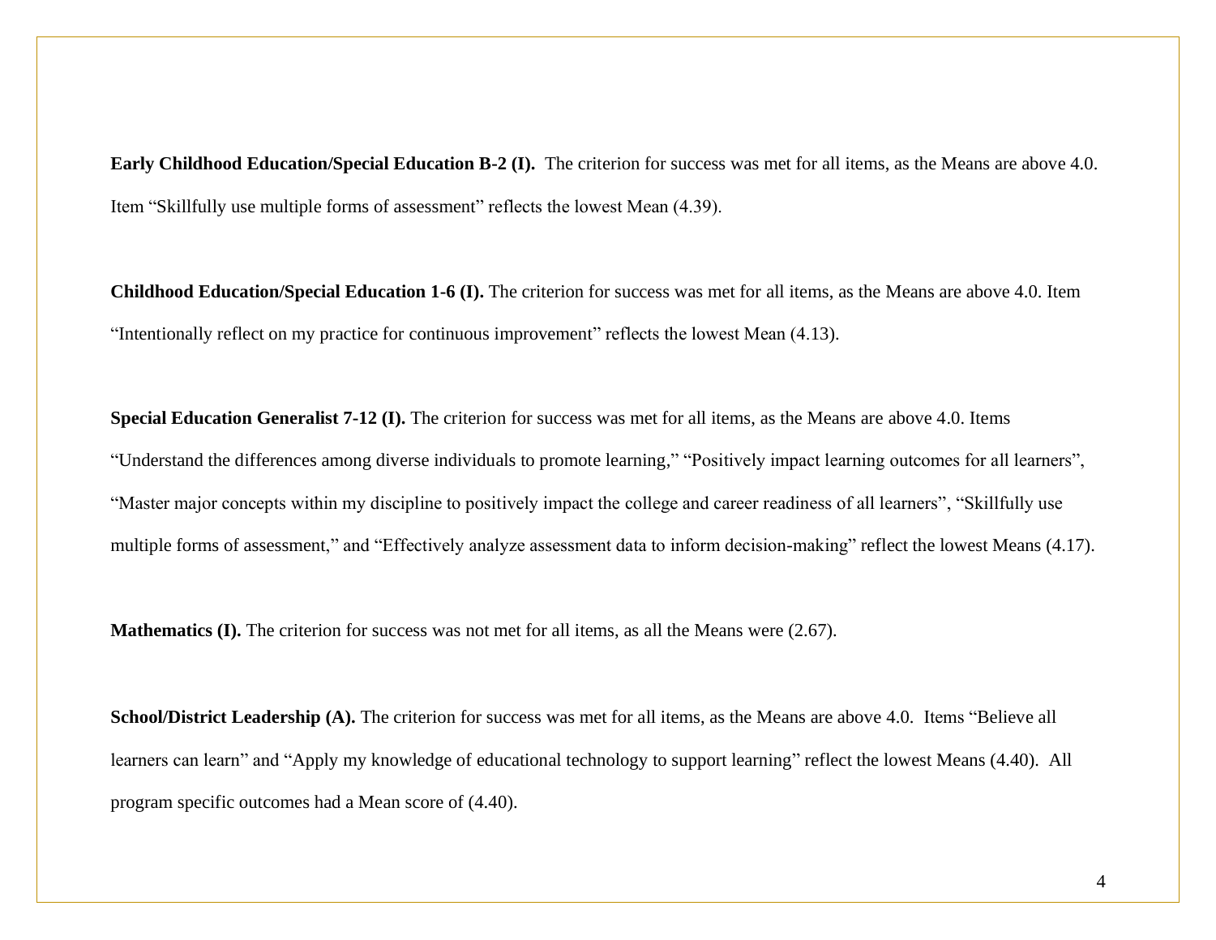**Early Childhood Education/Special Education B-2 (I).** The criterion for success was met for all items, as the Means are above 4.0. Item "Skillfully use multiple forms of assessment" reflects the lowest Mean (4.39).

**Childhood Education/Special Education 1-6 (I).** The criterion for success was met for all items, as the Means are above 4.0. Item "Intentionally reflect on my practice for continuous improvement" reflects the lowest Mean (4.13).

**Special Education Generalist 7-12 (I).** The criterion for success was met for all items, as the Means are above 4.0. Items "Understand the differences among diverse individuals to promote learning," "Positively impact learning outcomes for all learners", "Master major concepts within my discipline to positively impact the college and career readiness of all learners", "Skillfully use multiple forms of assessment," and "Effectively analyze assessment data to inform decision-making" reflect the lowest Means (4.17).

**Mathematics (I).** The criterion for success was not met for all items, as all the Means were (2.67).

**School/District Leadership (A).** The criterion for success was met for all items, as the Means are above 4.0. Items "Believe all learners can learn" and "Apply my knowledge of educational technology to support learning" reflect the lowest Means (4.40). All program specific outcomes had a Mean score of (4.40).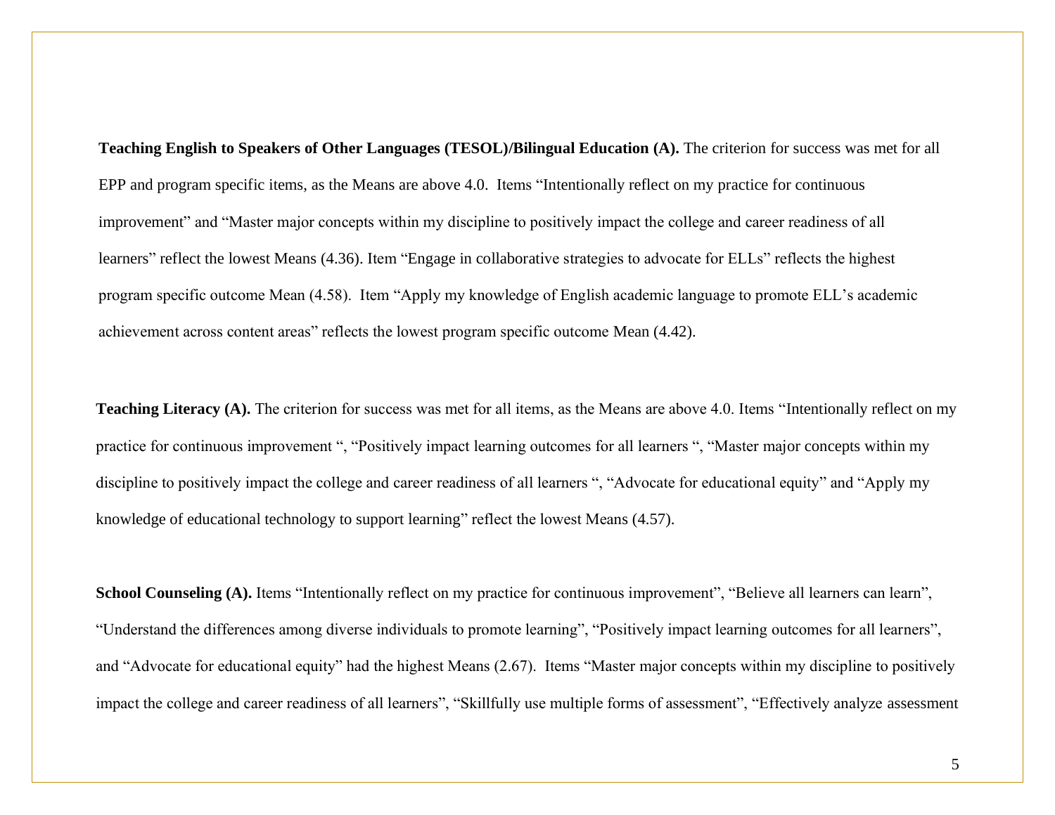**Teaching English to Speakers of Other Languages (TESOL)/Bilingual Education (A).** The criterion for success was met for all EPP and program specific items, as the Means are above 4.0. Items "Intentionally reflect on my practice for continuous improvement" and "Master major concepts within my discipline to positively impact the college and career readiness of all learners" reflect the lowest Means (4.36). Item "Engage in collaborative strategies to advocate for ELLs" reflects the highest program specific outcome Mean (4.58). Item "Apply my knowledge of English academic language to promote ELL's academic achievement across content areas" reflects the lowest program specific outcome Mean (4.42).

**Teaching Literacy (A).** The criterion for success was met for all items, as the Means are above 4.0. Items "Intentionally reflect on my practice for continuous improvement ", "Positively impact learning outcomes for all learners ", "Master major concepts within my discipline to positively impact the college and career readiness of all learners ", "Advocate for educational equity" and "Apply my knowledge of educational technology to support learning" reflect the lowest Means (4.57).

**School Counseling (A).** Items "Intentionally reflect on my practice for continuous improvement", "Believe all learners can learn", "Understand the differences among diverse individuals to promote learning", "Positively impact learning outcomes for all learners", and "Advocate for educational equity" had the highest Means (2.67). Items "Master major concepts within my discipline to positively impact the college and career readiness of all learners", "Skillfully use multiple forms of assessment", "Effectively analyze assessment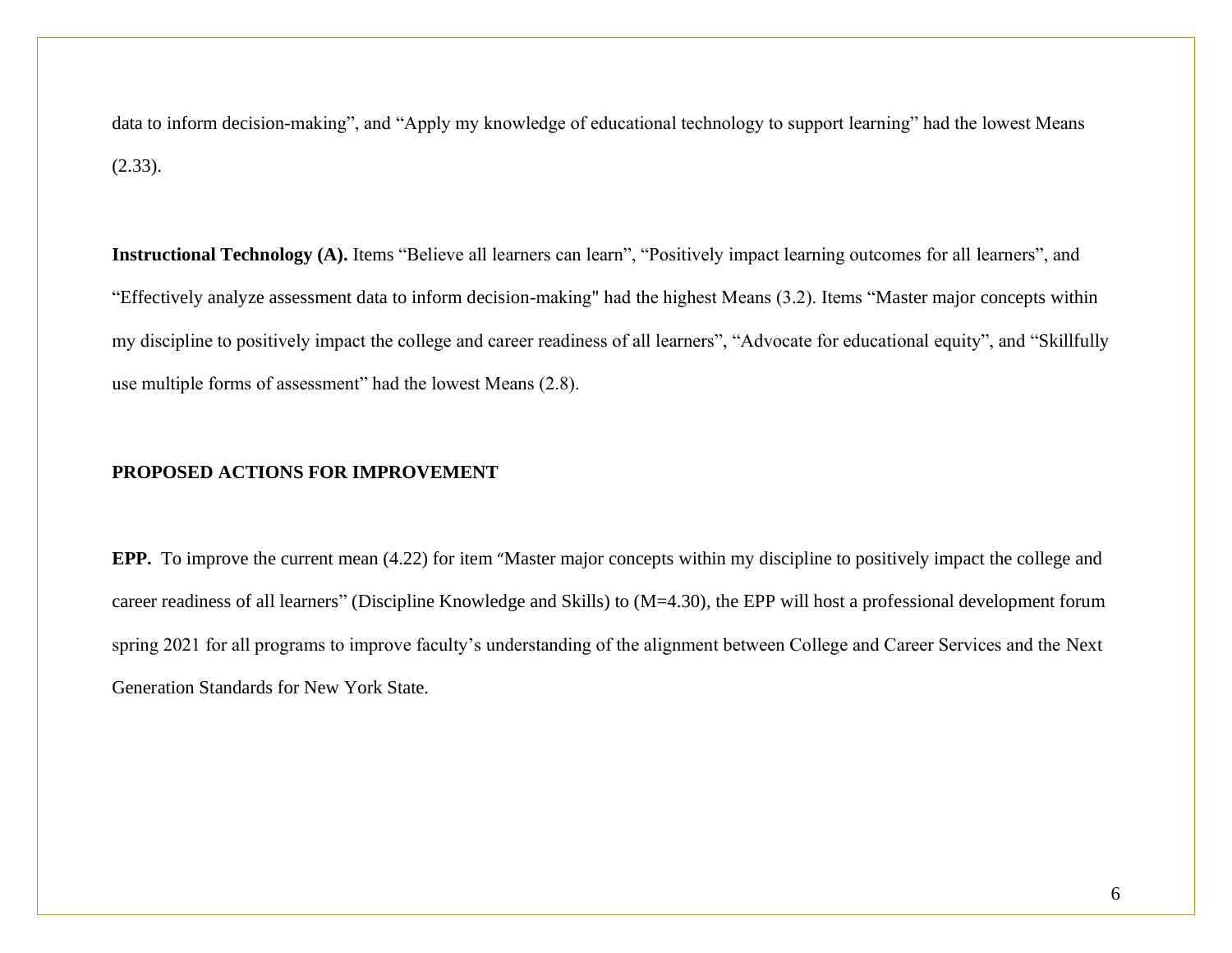data to inform decision-making", and "Apply my knowledge of educational technology to support learning" had the lowest Means (2.33).

**Instructional Technology (A).** Items "Believe all learners can learn", "Positively impact learning outcomes for all learners", and "Effectively analyze assessment data to inform decision-making" had the highest Means (3.2). Items "Master major concepts within my discipline to positively impact the college and career readiness of all learners", "Advocate for educational equity", and "Skillfully use multiple forms of assessment" had the lowest Means (2.8).

**PROPOSED ACTIONS FOR IMPROVEMENT**

**EPP.** To improve the current mean (4.22) for item "Master major concepts within my discipline to positively impact the college and career readiness of all learners" (Discipline Knowledge and Skills) to (M=4.30), the EPP will host a professional development forum spring 2021 for all programs to improve faculty's understanding of the alignment between College and Career Services and the Next Generation Standards for New York State.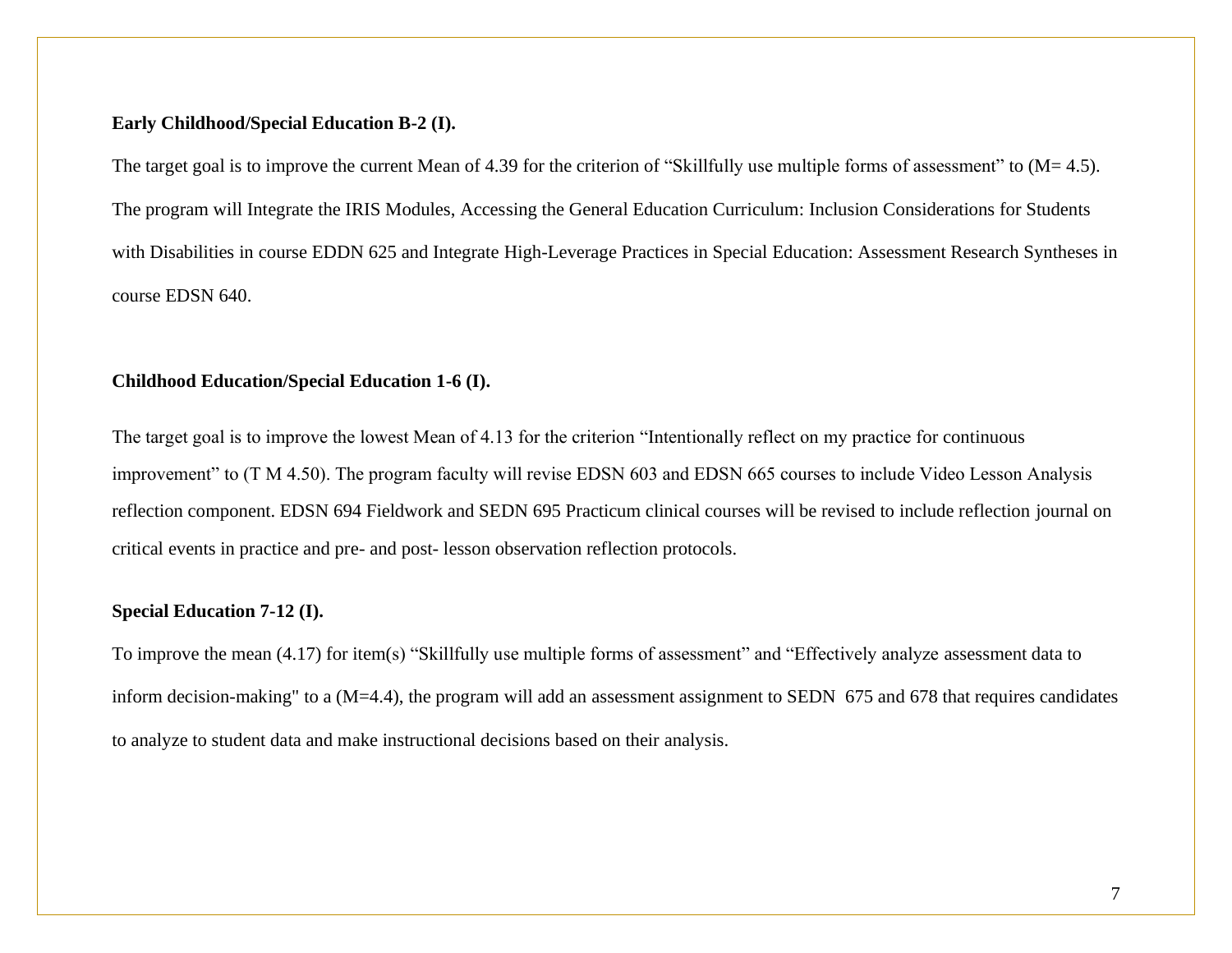**Early Childhood/Special Education B-2 (I).**

The target goal is to improve the current Mean of 4.39 for the criterion of “Skillfully use multiple forms of assessment” to (M= 4.5). The program will Integrate the IRIS Modules, Accessing the General Education Curriculum: Inclusion Considerations for Students with Disabilities in course EDDN 625 and Integrate High-Leverage Practices in Special Education: Assessment Research Syntheses in course EDSN 640.

**Childhood Education/Special Education 1-6 (I).**

The target goal is to improve the lowest Mean of 4.13 for the criterion “Intentionally reflect on my practice for continuous improvement” to (T M 4.50). The program faculty will revise EDSN 603 and EDSN 665 courses to include Video Lesson Analysis reflection component. EDSN 694 Fieldwork and SEDN 695 Practicum clinical courses will be revised to include reflection journal on critical events in practice and pre- and post- lesson observation reflection protocols.

**Special Education 7-12 (I).**

To improve the mean (4.17) for item(s) “Skillfully use multiple forms of assessment” and “Effectively analyze assessment data to inform decision-making" to a (M=4.4), the program will add an assessment assignment to SEDN 675 and 678 that requires candidates to analyze to student data and make instructional decisions based on their analysis.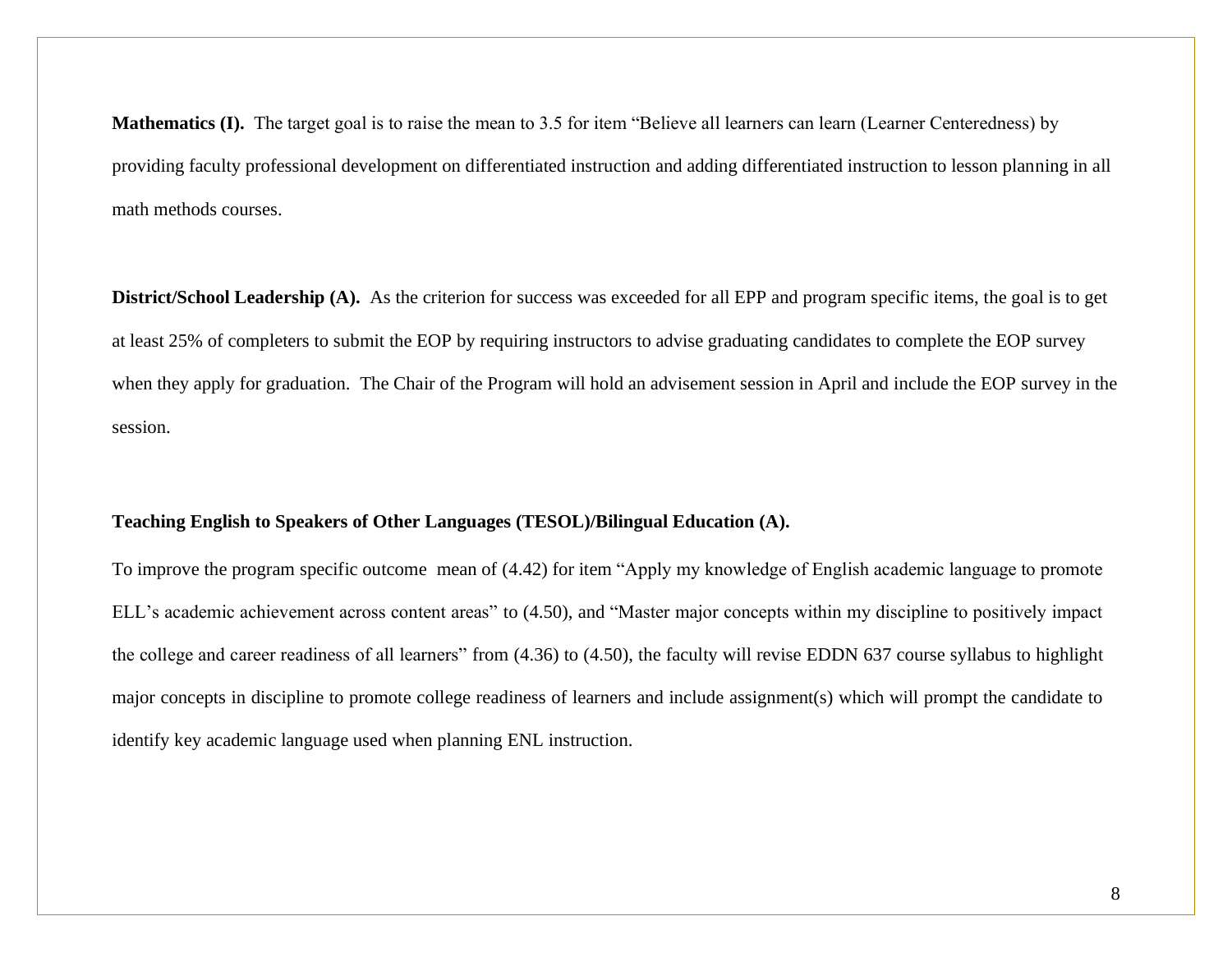**Mathematics (I).** The target goal is to raise the mean to 3.5 for item "Believe all learners can learn (Learner Centeredness) by providing faculty professional development on differentiated instruction and adding differentiated instruction to lesson planning in all math methods courses.

**District/School Leadership (A).** As the criterion for success was exceeded for all EPP and program specific items, the goal is to get at least 25% of completers to submit the EOP by requiring instructors to advise graduating candidates to complete the EOP survey when they apply for graduation. The Chair of the Program will hold an advisement session in April and include the EOP survey in the session.

**Teaching English to Speakers of Other Languages (TESOL)/Bilingual Education (A).**

To improve the program specific outcome mean of (4.42) for item "Apply my knowledge of English academic language to promote ELL's academic achievement across content areas" to (4.50), and "Master major concepts within my discipline to positively impact the college and career readiness of all learners" from (4.36) to (4.50), the faculty will revise EDDN 637 course syllabus to highlight major concepts in discipline to promote college readiness of learners and include assignment(s) which will prompt the candidate to identify key academic language used when planning ENL instruction.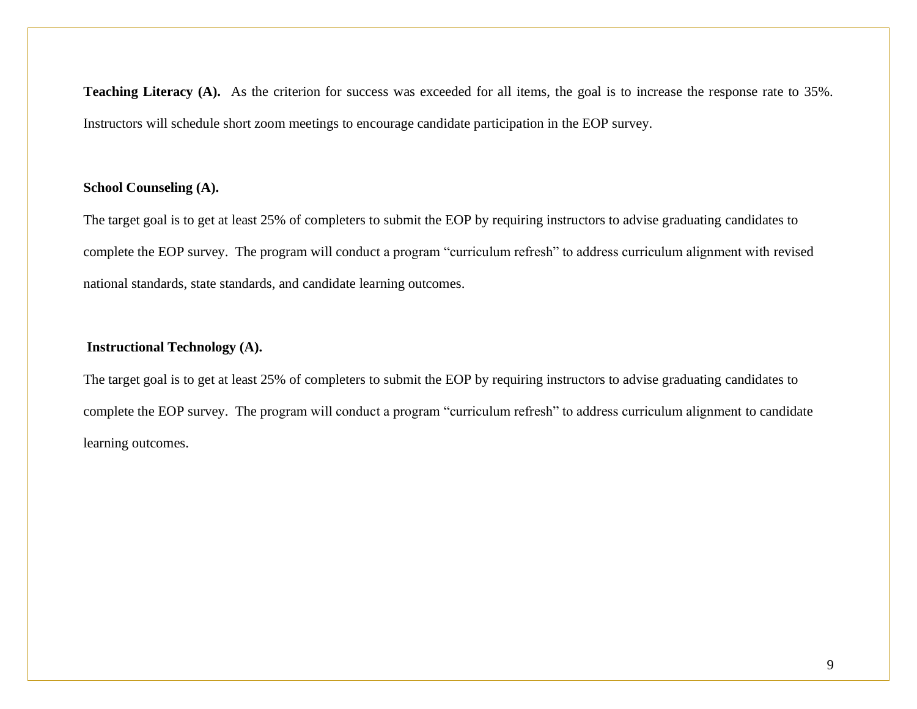**Teaching Literacy (A).** As the criterion for success was exceeded for all items, the goal is to increase the response rate to 35%. Instructors will schedule short zoom meetings to encourage candidate participation in the EOP survey.

**School Counseling (A).**

The target goal is to get at least 25% of completers to submit the EOP by requiring instructors to advise graduating candidates to complete the EOP survey. The program will conduct a program "curriculum refresh" to address curriculum alignment with revised national standards, state standards, and candidate learning outcomes.

**Instructional Technology (A).**

The target goal is to get at least 25% of completers to submit the EOP by requiring instructors to advise graduating candidates to complete the EOP survey. The program will conduct a program "curriculum refresh" to address curriculum alignment to candidate learning outcomes.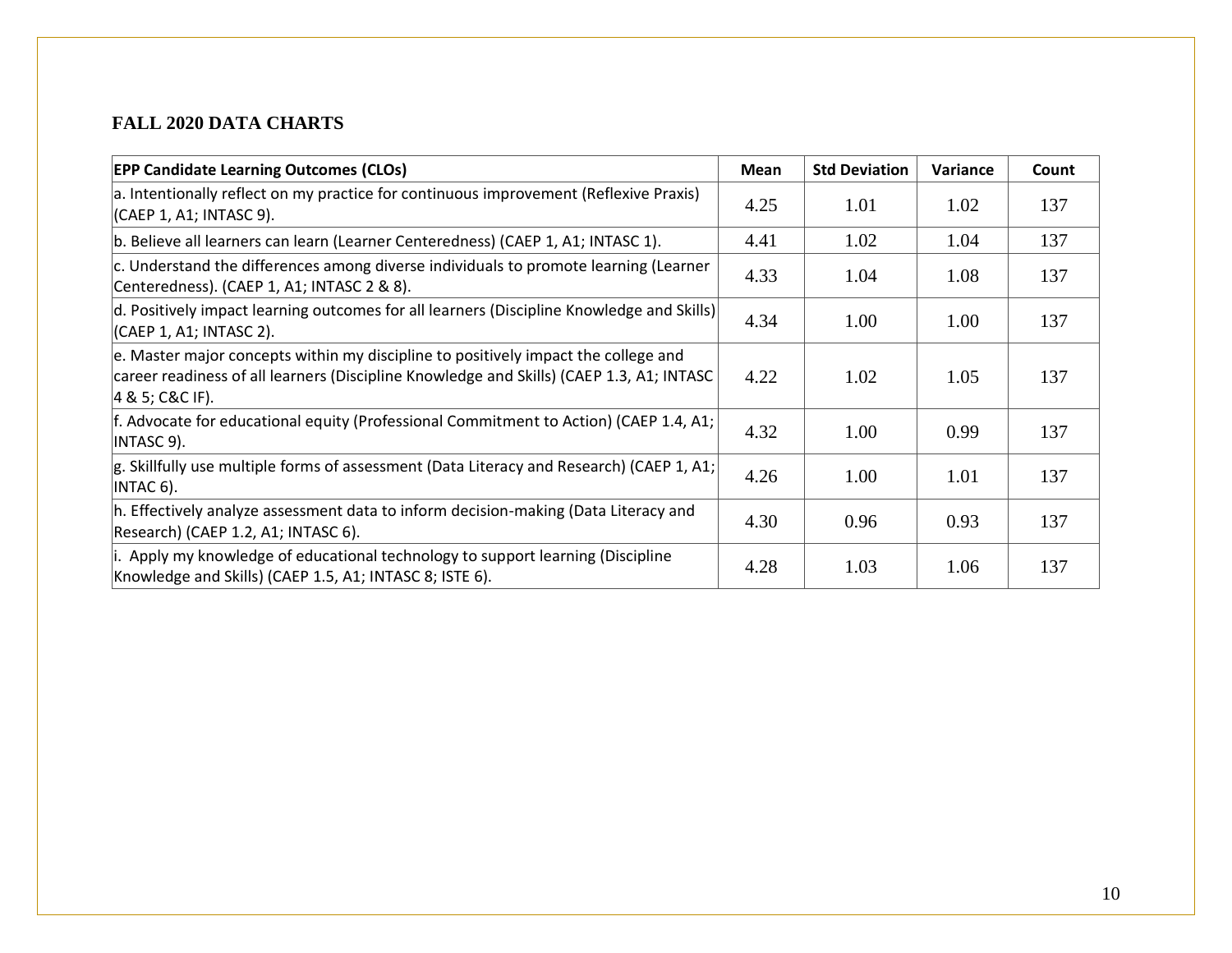### FALL 2020 DATA CHARTS

| EPP Candidate Learning Outcomes (CLOs) | Mean | Std Deviation | Variance | Count |
| --- | --- | --- | --- | --- |
| a. Intentionally reflect on my practice for continuous improvement (Reflexive Praxis) (CAEP 1, A1; INTASC 9). | 4.25 | 1.01 | 1.02 | 137 |
| b. Believe all learners can learn (Learner Centeredness) (CAEP 1, A1; INTASC 1). | 4.41 | 1.02 | 1.04 | 137 |
| c. Understand the differences among diverse individuals to promote learning (Learner Centeredness). (CAEP 1, A1; INTASC 2 & 8). | 4.33 | 1.04 | 1.08 | 137 |
| d. Positively impact learning outcomes for all learners (Discipline Knowledge and Skills) (CAEP 1, A1; INTASC 2). | 4.34 | 1.00 | 1.00 | 137 |
| e. Master major concepts within my discipline to positively impact the college and career readiness of all learners (Discipline Knowledge and Skills) (CAEP 1.3, A1; INTASC 4 & 5; C&C IF). | 4.22 | 1.02 | 1.05 | 137 |
| f. Advocate for educational equity (Professional Commitment to Action) (CAEP 1.4, A1; INTASC 9). | 4.32 | 1.00 | 0.99 | 137 |
| g. Skillfully use multiple forms of assessment (Data Literacy and Research) (CAEP 1, A1; INTAC 6). | 4.26 | 1.00 | 1.01 | 137 |
| h. Effectively analyze assessment data to inform decision-making (Data Literacy and Research) (CAEP 1.2, A1; INTASC 6). | 4.30 | 0.96 | 0.93 | 137 |
| i. Apply my knowledge of educational technology to support learning (Discipline Knowledge and Skills) (CAEP 1.5, A1; INTASC 8; ISTE 6). | 4.28 | 1.03 | 1.06 | 137 |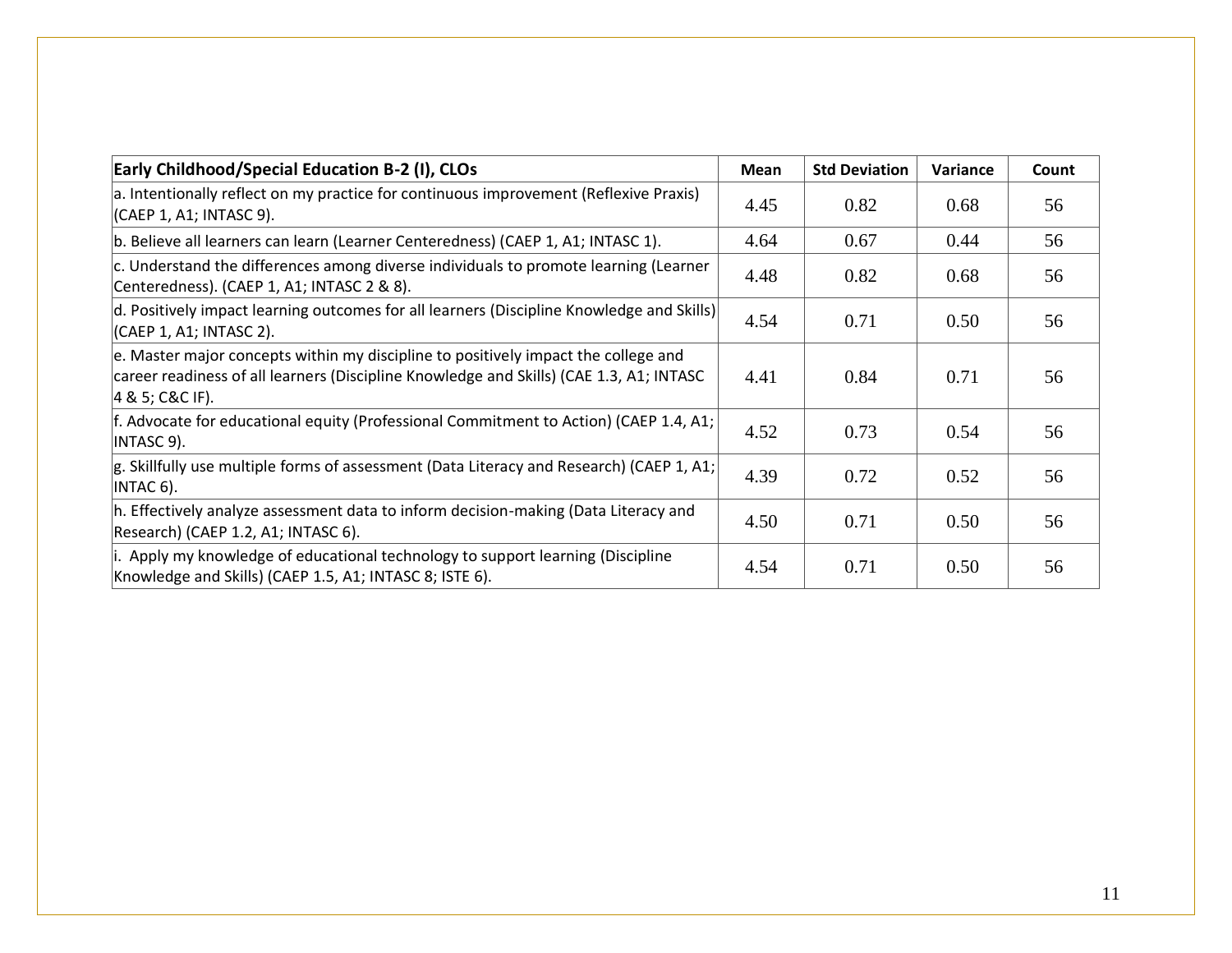| Early Childhood/Special Education B-2 (I), CLOs | Mean | Std Deviation | Variance | Count |
|---|---|---|---|---|
| a. Intentionally reflect on my practice for continuous improvement (Reflexive Praxis) (CAEP 1, A1; INTASC 9). | 4.45 | 0.82 | 0.68 | 56 |
| b. Believe all learners can learn (Learner Centeredness) (CAEP 1, A1; INTASC 1). | 4.64 | 0.67 | 0.44 | 56 |
| c. Understand the differences among diverse individuals to promote learning (Learner Centeredness). (CAEP 1, A1; INTASC 2 & 8). | 4.48 | 0.82 | 0.68 | 56 |
| d. Positively impact learning outcomes for all learners (Discipline Knowledge and Skills) (CAEP 1, A1; INTASC 2). | 4.54 | 0.71 | 0.50 | 56 |
| e. Master major concepts within my discipline to positively impact the college and career readiness of all learners (Discipline Knowledge and Skills) (CAE 1.3, A1; INTASC 4 & 5; C&C IF). | 4.41 | 0.84 | 0.71 | 56 |
| f. Advocate for educational equity (Professional Commitment to Action) (CAEP 1.4, A1; INTASC 9). | 4.52 | 0.73 | 0.54 | 56 |
| g. Skillfully use multiple forms of assessment (Data Literacy and Research) (CAEP 1, A1; INTAC 6). | 4.39 | 0.72 | 0.52 | 56 |
| h. Effectively analyze assessment data to inform decision-making (Data Literacy and Research) (CAEP 1.2, A1; INTASC 6). | 4.50 | 0.71 | 0.50 | 56 |
| i. Apply my knowledge of educational technology to support learning (Discipline Knowledge and Skills) (CAEP 1.5, A1; INTASC 8; ISTE 6). | 4.54 | 0.71 | 0.50 | 56 |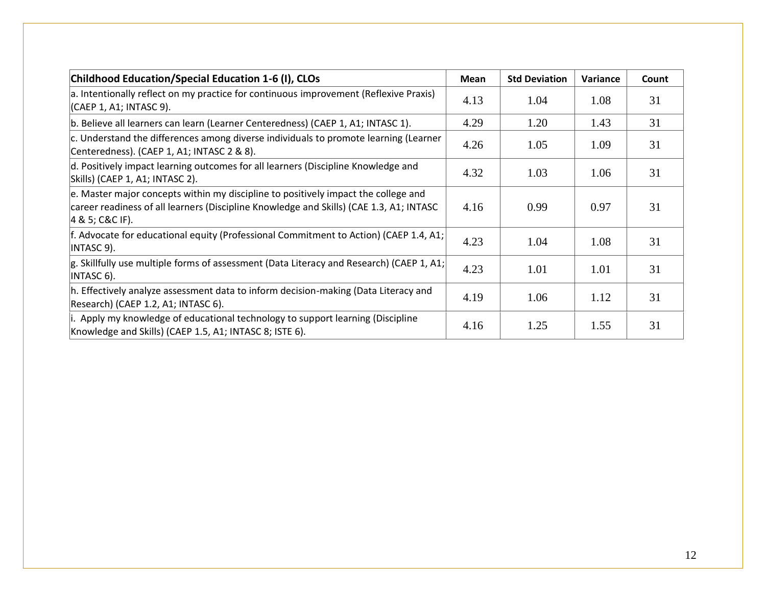| Childhood Education/Special Education 1-6 (I), CLOs | Mean | Std Deviation | Variance | Count |
|---|---|---|---|---|
| a. Intentionally reflect on my practice for continuous improvement (Reflexive Praxis) (CAEP 1, A1; INTASC 9). | 4.13 | 1.04 | 1.08 | 31 |
| b. Believe all learners can learn (Learner Centeredness) (CAEP 1, A1; INTASC 1). | 4.29 | 1.20 | 1.43 | 31 |
| c. Understand the differences among diverse individuals to promote learning (Learner Centeredness). (CAEP 1, A1; INTASC 2 & 8). | 4.26 | 1.05 | 1.09 | 31 |
| d. Positively impact learning outcomes for all learners (Discipline Knowledge and Skills) (CAEP 1, A1; INTASC 2). | 4.32 | 1.03 | 1.06 | 31 |
| e. Master major concepts within my discipline to positively impact the college and career readiness of all learners (Discipline Knowledge and Skills) (CAE 1.3, A1; INTASC 4 & 5; C&C IF). | 4.16 | 0.99 | 0.97 | 31 |
| f. Advocate for educational equity (Professional Commitment to Action) (CAEP 1.4, A1; INTASC 9). | 4.23 | 1.04 | 1.08 | 31 |
| g. Skillfully use multiple forms of assessment (Data Literacy and Research) (CAEP 1, A1; INTASC 6). | 4.23 | 1.01 | 1.01 | 31 |
| h. Effectively analyze assessment data to inform decision-making (Data Literacy and Research) (CAEP 1.2, A1; INTASC 6). | 4.19 | 1.06 | 1.12 | 31 |
| i. Apply my knowledge of educational technology to support learning (Discipline Knowledge and Skills) (CAEP 1.5, A1; INTASC 8; ISTE 6). | 4.16 | 1.25 | 1.55 | 31 |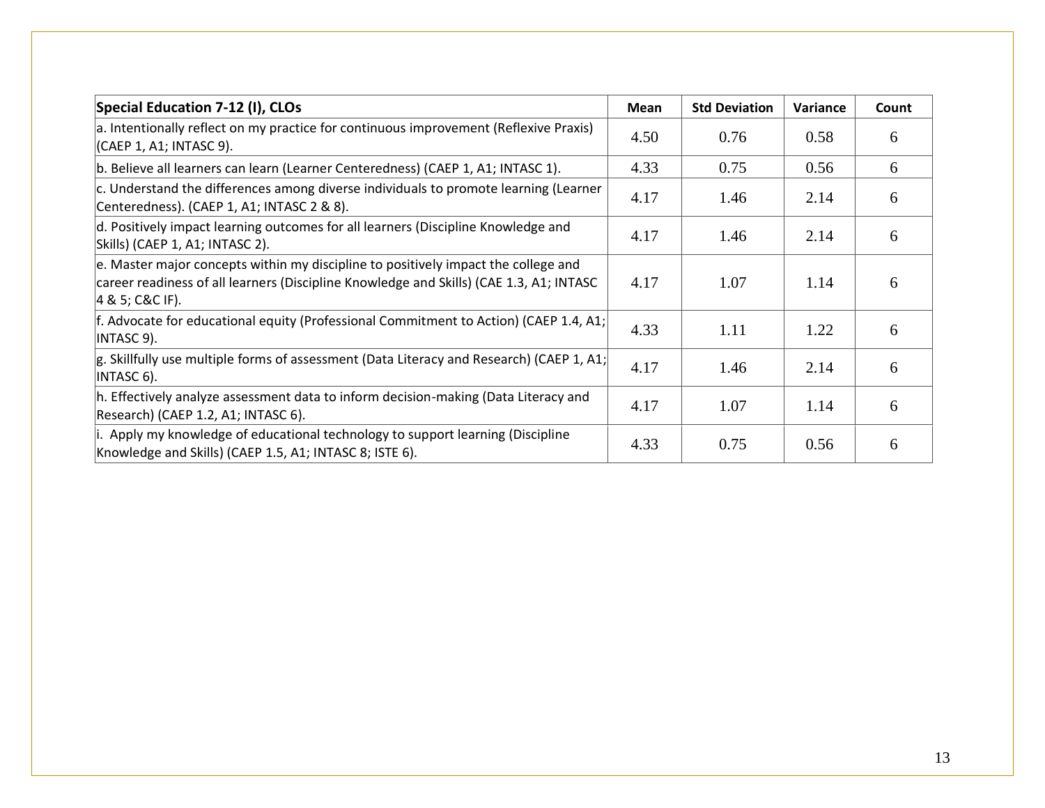| Special Education 7-12 (I), CLOs | Mean | Std Deviation | Variance | Count |
|---|---|---|---|---|
| a. Intentionally reflect on my practice for continuous improvement (Reflexive Praxis) (CAEP 1, A1; INTASC 9). | 4.50 | 0.76 | 0.58 | 6 |
| b. Believe all learners can learn (Learner Centeredness) (CAEP 1, A1; INTASC 1). | 4.33 | 0.75 | 0.56 | 6 |
| c. Understand the differences among diverse individuals to promote learning (Learner Centeredness). (CAEP 1, A1; INTASC 2 & 8). | 4.17 | 1.46 | 2.14 | 6 |
| d. Positively impact learning outcomes for all learners (Discipline Knowledge and Skills) (CAEP 1, A1; INTASC 2). | 4.17 | 1.46 | 2.14 | 6 |
| e. Master major concepts within my discipline to positively impact the college and career readiness of all learners (Discipline Knowledge and Skills) (CAE 1.3, A1; INTASC 4 & 5; C&C IF). | 4.17 | 1.07 | 1.14 | 6 |
| f. Advocate for educational equity (Professional Commitment to Action) (CAEP 1.4, A1; INTASC 9). | 4.33 | 1.11 | 1.22 | 6 |
| g. Skillfully use multiple forms of assessment (Data Literacy and Research) (CAEP 1, A1; INTASC 6). | 4.17 | 1.46 | 2.14 | 6 |
| h. Effectively analyze assessment data to inform decision-making (Data Literacy and Research) (CAEP 1.2, A1; INTASC 6). | 4.17 | 1.07 | 1.14 | 6 |
| i. Apply my knowledge of educational technology to support learning (Discipline Knowledge and Skills) (CAEP 1.5, A1; INTASC 8; ISTE 6). | 4.33 | 0.75 | 0.56 | 6 |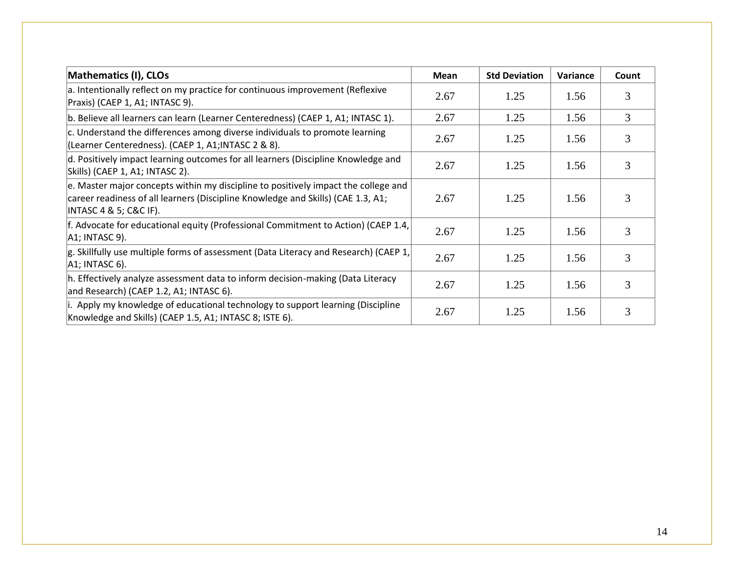| Mathematics (I), CLOs | Mean | Std Deviation | Variance | Count |
|---|---|---|---|---|
| a. Intentionally reflect on my practice for continuous improvement (Reflexive Praxis) (CAEP 1, A1; INTASC 9). | 2.67 | 1.25 | 1.56 | 3 |
| b. Believe all learners can learn (Learner Centeredness) (CAEP 1, A1; INTASC 1). | 2.67 | 1.25 | 1.56 | 3 |
| c. Understand the differences among diverse individuals to promote learning (Learner Centeredness). (CAEP 1, A1;INTASC 2 & 8). | 2.67 | 1.25 | 1.56 | 3 |
| d. Positively impact learning outcomes for all learners (Discipline Knowledge and Skills) (CAEP 1, A1; INTASC 2). | 2.67 | 1.25 | 1.56 | 3 |
| e. Master major concepts within my discipline to positively impact the college and career readiness of all learners (Discipline Knowledge and Skills) (CAE 1.3, A1; INTASC 4 & 5; C&C IF). | 2.67 | 1.25 | 1.56 | 3 |
| f. Advocate for educational equity (Professional Commitment to Action) (CAEP 1.4, A1; INTASC 9). | 2.67 | 1.25 | 1.56 | 3 |
| g. Skillfully use multiple forms of assessment (Data Literacy and Research) (CAEP 1, A1; INTASC 6). | 2.67 | 1.25 | 1.56 | 3 |
| h. Effectively analyze assessment data to inform decision-making (Data Literacy and Research) (CAEP 1.2, A1; INTASC 6). | 2.67 | 1.25 | 1.56 | 3 |
| i. Apply my knowledge of educational technology to support learning (Discipline Knowledge and Skills) (CAEP 1.5, A1; INTASC 8; ISTE 6). | 2.67 | 1.25 | 1.56 | 3 |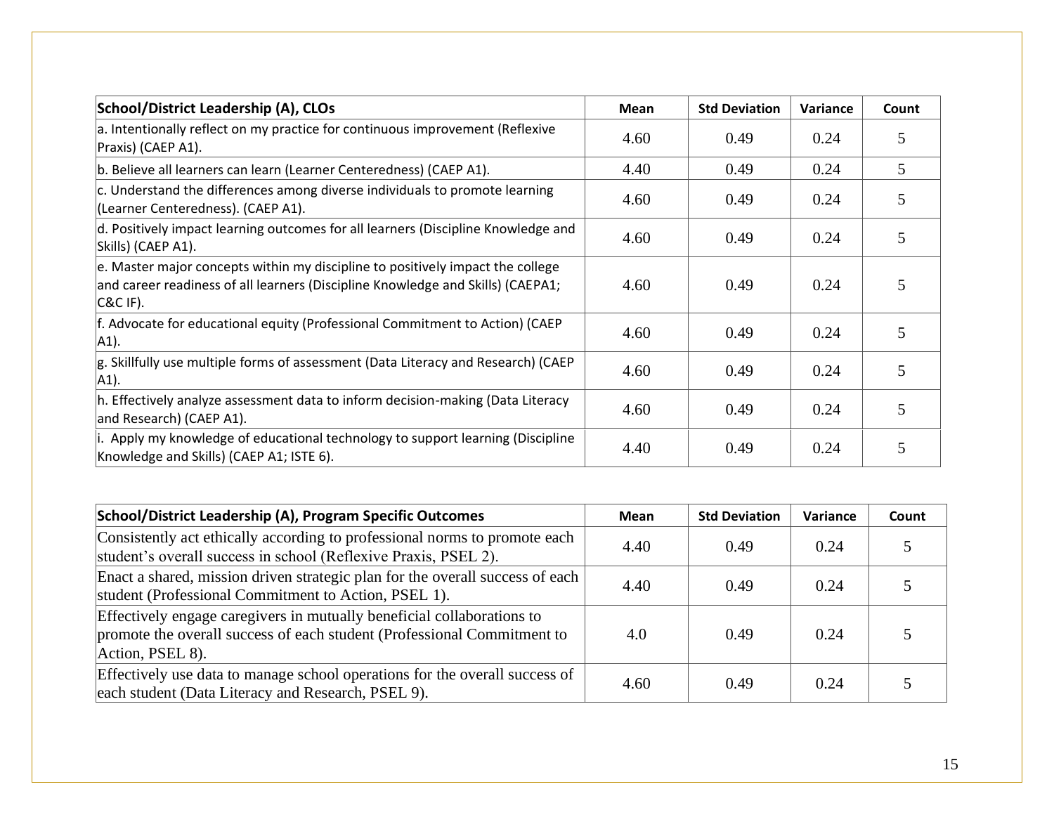| School/District Leadership (A), CLOs | Mean | Std Deviation | Variance | Count |
|---|---|---|---|---|
| a. Intentionally reflect on my practice for continuous improvement (Reflexive Praxis) (CAEP A1). | 4.60 | 0.49 | 0.24 | 5 |
| b. Believe all learners can learn (Learner Centeredness) (CAEP A1). | 4.40 | 0.49 | 0.24 | 5 |
| c. Understand the differences among diverse individuals to promote learning (Learner Centeredness). (CAEP A1). | 4.60 | 0.49 | 0.24 | 5 |
| d. Positively impact learning outcomes for all learners (Discipline Knowledge and Skills) (CAEP A1). | 4.60 | 0.49 | 0.24 | 5 |
| e. Master major concepts within my discipline to positively impact the college and career readiness of all learners (Discipline Knowledge and Skills) (CAEPA1; C&C IF). | 4.60 | 0.49 | 0.24 | 5 |
| f. Advocate for educational equity (Professional Commitment to Action) (CAEP A1). | 4.60 | 0.49 | 0.24 | 5 |
| g. Skillfully use multiple forms of assessment (Data Literacy and Research) (CAEP A1). | 4.60 | 0.49 | 0.24 | 5 |
| h. Effectively analyze assessment data to inform decision-making (Data Literacy and Research) (CAEP A1). | 4.60 | 0.49 | 0.24 | 5 |
| i. Apply my knowledge of educational technology to support learning (Discipline Knowledge and Skills) (CAEP A1; ISTE 6). | 4.40 | 0.49 | 0.24 | 5 |

| School/District Leadership (A), Program Specific Outcomes | Mean | Std Deviation | Variance | Count |
|---|---|---|---|---|
| Consistently act ethically according to professional norms to promote each student's overall success in school (Reflexive Praxis, PSEL 2). | 4.40 | 0.49 | 0.24 | 5 |
| Enact a shared, mission driven strategic plan for the overall success of each student (Professional Commitment to Action, PSEL 1). | 4.40 | 0.49 | 0.24 | 5 |
| Effectively engage caregivers in mutually beneficial collaborations to promote the overall success of each student (Professional Commitment to Action, PSEL 8). | 4.0 | 0.49 | 0.24 | 5 |
| Effectively use data to manage school operations for the overall success of each student (Data Literacy and Research, PSEL 9). | 4.60 | 0.49 | 0.24 | 5 |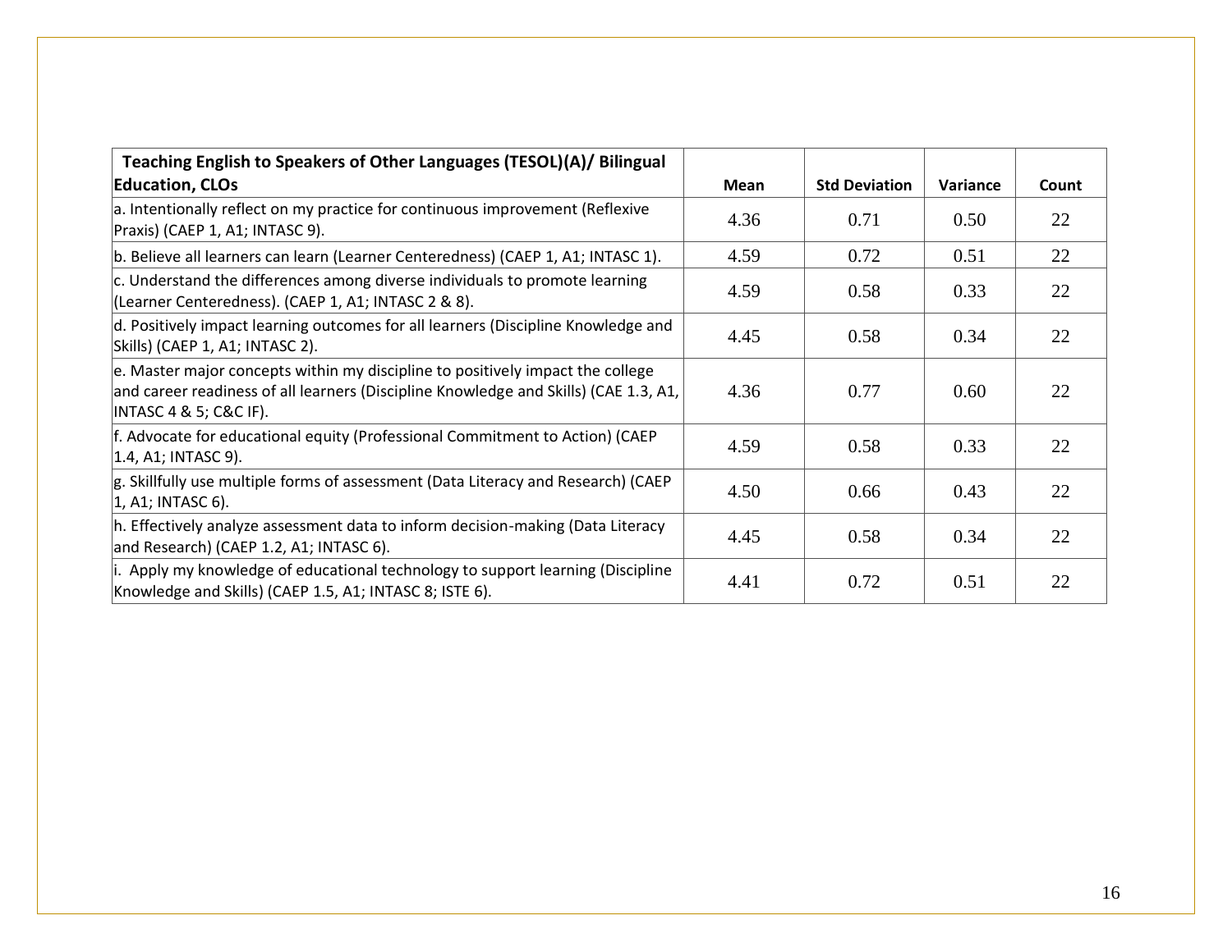| Teaching English to Speakers of Other Languages (TESOL)(A)/ Bilingual Education, CLOs | Mean | Std Deviation | Variance | Count |
|---|---|---|---|---|
| a. Intentionally reflect on my practice for continuous improvement (Reflexive Praxis) (CAEP 1, A1; INTASC 9). | 4.36 | 0.71 | 0.50 | 22 |
| b. Believe all learners can learn (Learner Centeredness) (CAEP 1, A1; INTASC 1). | 4.59 | 0.72 | 0.51 | 22 |
| c. Understand the differences among diverse individuals to promote learning (Learner Centeredness). (CAEP 1, A1; INTASC 2 & 8). | 4.59 | 0.58 | 0.33 | 22 |
| d. Positively impact learning outcomes for all learners (Discipline Knowledge and Skills) (CAEP 1, A1; INTASC 2). | 4.45 | 0.58 | 0.34 | 22 |
| e. Master major concepts within my discipline to positively impact the college and career readiness of all learners (Discipline Knowledge and Skills) (CAE 1.3, A1, INTASC 4 & 5; C&C IF). | 4.36 | 0.77 | 0.60 | 22 |
| f. Advocate for educational equity (Professional Commitment to Action) (CAEP 1.4, A1; INTASC 9). | 4.59 | 0.58 | 0.33 | 22 |
| g. Skillfully use multiple forms of assessment (Data Literacy and Research) (CAEP 1, A1; INTASC 6). | 4.50 | 0.66 | 0.43 | 22 |
| h. Effectively analyze assessment data to inform decision-making (Data Literacy and Research) (CAEP 1.2, A1; INTASC 6). | 4.45 | 0.58 | 0.34 | 22 |
| i. Apply my knowledge of educational technology to support learning (Discipline Knowledge and Skills) (CAEP 1.5, A1; INTASC 8; ISTE 6). | 4.41 | 0.72 | 0.51 | 22 |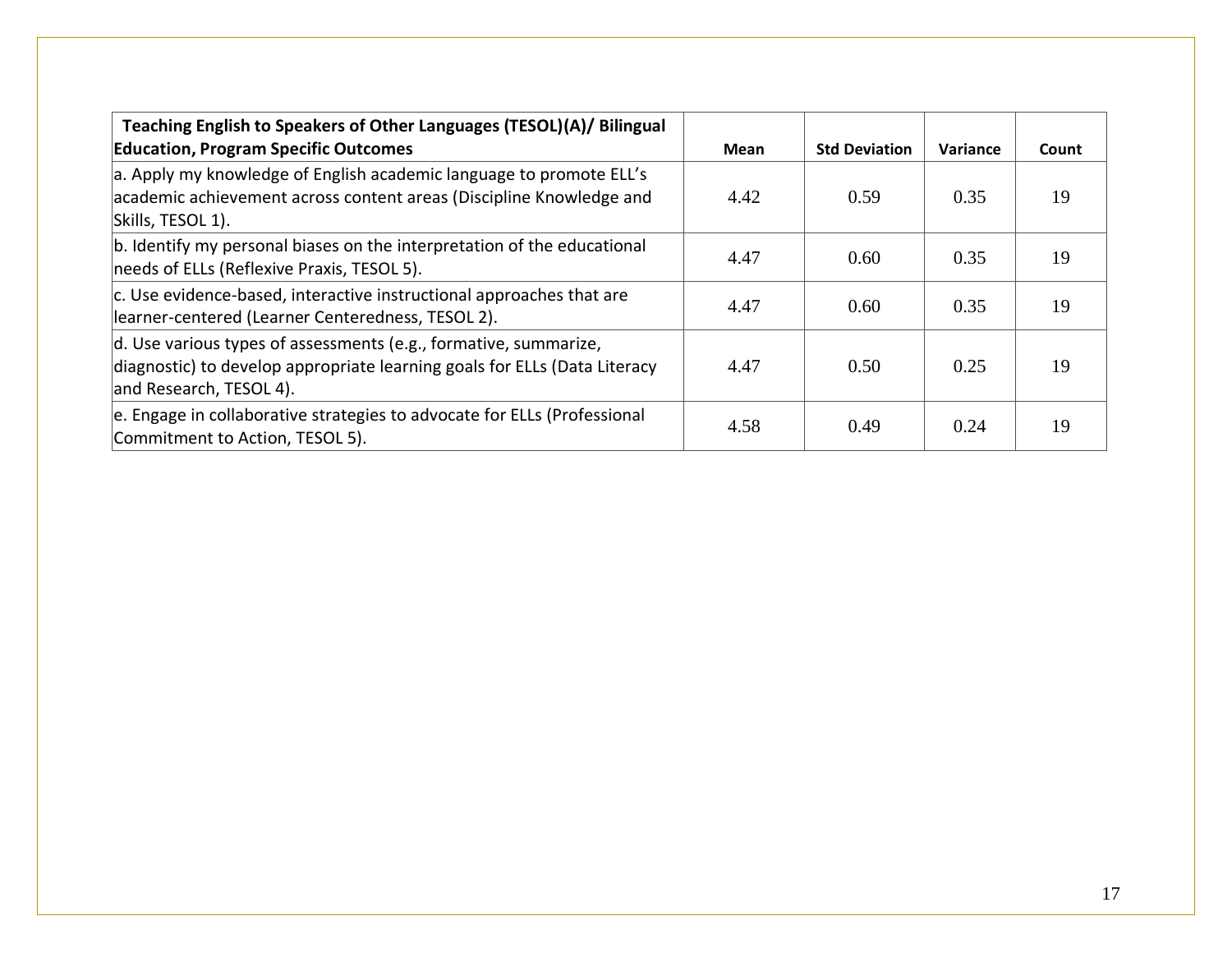| Teaching English to Speakers of Other Languages (TESOL)(A)/ Bilingual Education, Program Specific Outcomes | Mean | Std Deviation | Variance | Count |
|---|---|---|---|---|
| a. Apply my knowledge of English academic language to promote ELL’s academic achievement across content areas (Discipline Knowledge and Skills, TESOL 1). | 4.42 | 0.59 | 0.35 | 19 |
| b. Identify my personal biases on the interpretation of the educational needs of ELLs (Reflexive Praxis, TESOL 5). | 4.47 | 0.60 | 0.35 | 19 |
| c. Use evidence-based, interactive instructional approaches that are learner-centered (Learner Centeredness, TESOL 2). | 4.47 | 0.60 | 0.35 | 19 |
| d. Use various types of assessments (e.g., formative, summarize, diagnostic) to develop appropriate learning goals for ELLs (Data Literacy and Research, TESOL 4). | 4.47 | 0.50 | 0.25 | 19 |
| e. Engage in collaborative strategies to advocate for ELLs (Professional Commitment to Action, TESOL 5). | 4.58 | 0.49 | 0.24 | 19 |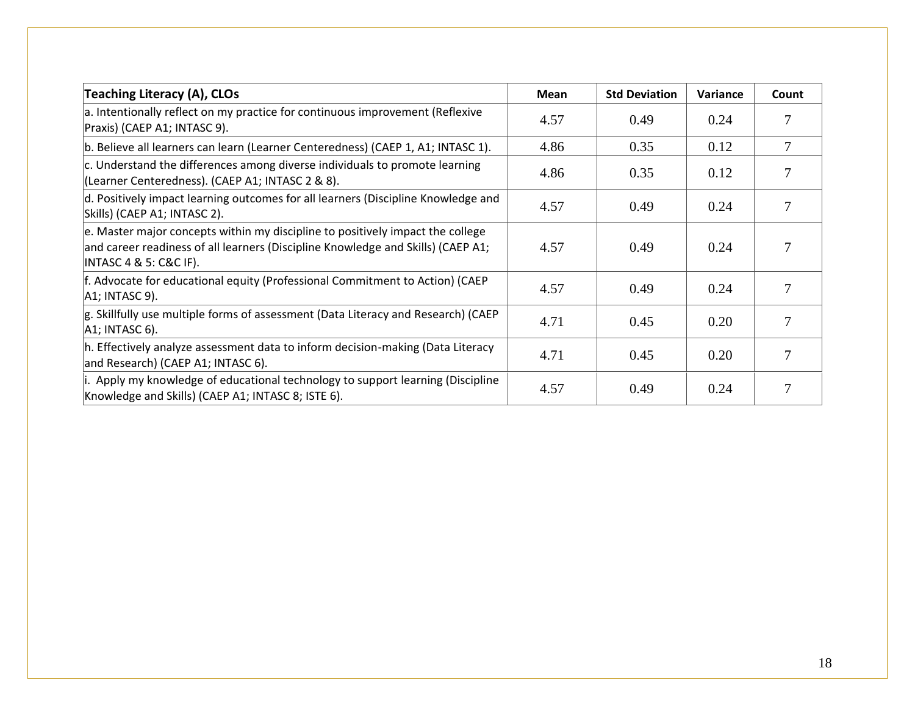| Teaching Literacy (A), CLOs | Mean | Std Deviation | Variance | Count |
| --- | --- | --- | --- | --- |
| a. Intentionally reflect on my practice for continuous improvement (Reflexive Praxis) (CAEP A1; INTASC 9). | 4.57 | 0.49 | 0.24 | 7 |
| b. Believe all learners can learn (Learner Centeredness) (CAEP 1, A1; INTASC 1). | 4.86 | 0.35 | 0.12 | 7 |
| c. Understand the differences among diverse individuals to promote learning (Learner Centeredness). (CAEP A1; INTASC 2 & 8). | 4.86 | 0.35 | 0.12 | 7 |
| d. Positively impact learning outcomes for all learners (Discipline Knowledge and Skills) (CAEP A1; INTASC 2). | 4.57 | 0.49 | 0.24 | 7 |
| e. Master major concepts within my discipline to positively impact the college and career readiness of all learners (Discipline Knowledge and Skills) (CAEP A1; INTASC 4 & 5: C&C IF). | 4.57 | 0.49 | 0.24 | 7 |
| f. Advocate for educational equity (Professional Commitment to Action) (CAEP A1; INTASC 9). | 4.57 | 0.49 | 0.24 | 7 |
| g. Skillfully use multiple forms of assessment (Data Literacy and Research) (CAEP A1; INTASC 6). | 4.71 | 0.45 | 0.20 | 7 |
| h. Effectively analyze assessment data to inform decision-making (Data Literacy and Research) (CAEP A1; INTASC 6). | 4.71 | 0.45 | 0.20 | 7 |
| i. Apply my knowledge of educational technology to support learning (Discipline Knowledge and Skills) (CAEP A1; INTASC 8; ISTE 6). | 4.57 | 0.49 | 0.24 | 7 |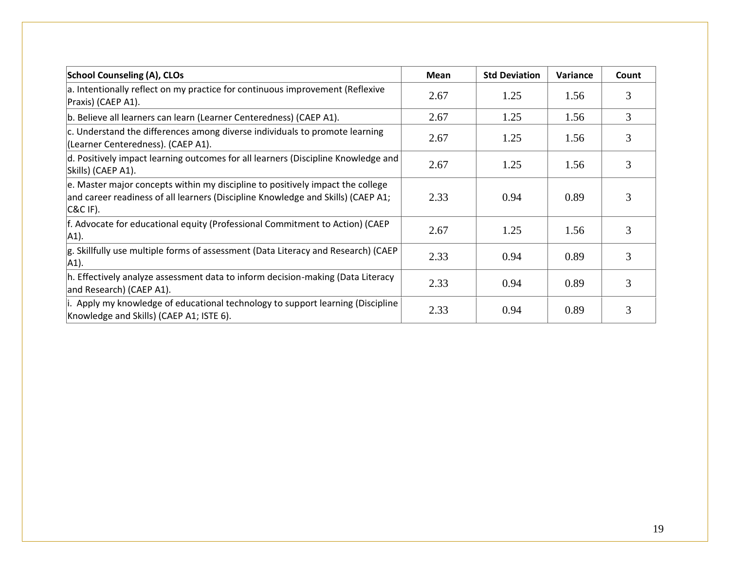| School Counseling (A), CLOs | Mean | Std Deviation | Variance | Count |
|---|---|---|---|---|
| a. Intentionally reflect on my practice for continuous improvement (Reflexive Praxis) (CAEP A1). | 2.67 | 1.25 | 1.56 | 3 |
| b. Believe all learners can learn (Learner Centeredness) (CAEP A1). | 2.67 | 1.25 | 1.56 | 3 |
| c. Understand the differences among diverse individuals to promote learning (Learner Centeredness). (CAEP A1). | 2.67 | 1.25 | 1.56 | 3 |
| d. Positively impact learning outcomes for all learners (Discipline Knowledge and Skills) (CAEP A1). | 2.67 | 1.25 | 1.56 | 3 |
| e. Master major concepts within my discipline to positively impact the college and career readiness of all learners (Discipline Knowledge and Skills) (CAEP A1; C&C IF). | 2.33 | 0.94 | 0.89 | 3 |
| f. Advocate for educational equity (Professional Commitment to Action) (CAEP A1). | 2.67 | 1.25 | 1.56 | 3 |
| g. Skillfully use multiple forms of assessment (Data Literacy and Research) (CAEP A1). | 2.33 | 0.94 | 0.89 | 3 |
| h. Effectively analyze assessment data to inform decision-making (Data Literacy and Research) (CAEP A1). | 2.33 | 0.94 | 0.89 | 3 |
| i. Apply my knowledge of educational technology to support learning (Discipline Knowledge and Skills) (CAEP A1; ISTE 6). | 2.33 | 0.94 | 0.89 | 3 |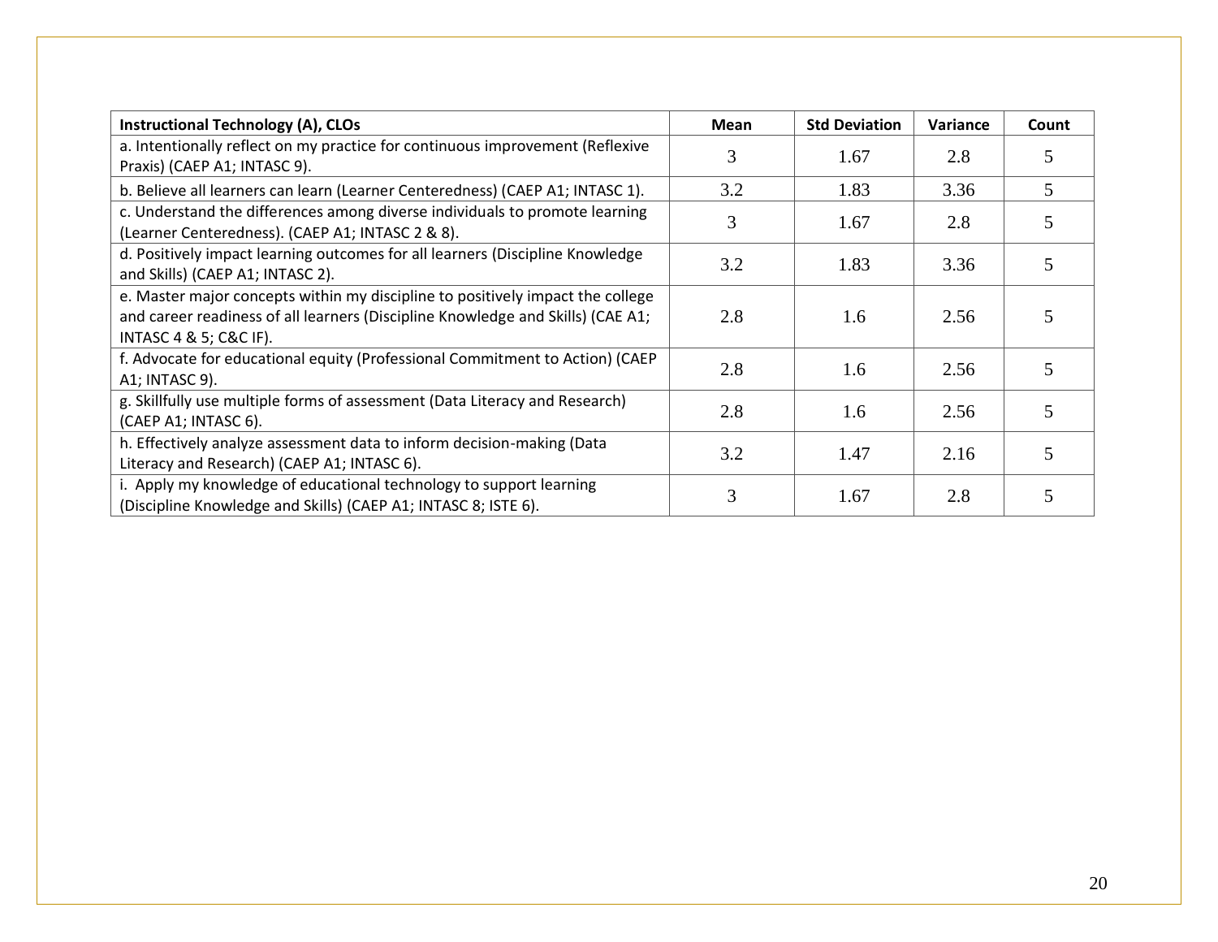| Instructional Technology (A), CLOs | Mean | Std Deviation | Variance | Count |
|---|---|---|---|---|
| a. Intentionally reflect on my practice for continuous improvement (Reflexive Praxis) (CAEP A1; INTASC 9). | 3 | 1.67 | 2.8 | 5 |
| b. Believe all learners can learn (Learner Centeredness) (CAEP A1; INTASC 1). | 3.2 | 1.83 | 3.36 | 5 |
| c. Understand the differences among diverse individuals to promote learning (Learner Centeredness). (CAEP A1; INTASC 2 & 8). | 3 | 1.67 | 2.8 | 5 |
| d. Positively impact learning outcomes for all learners (Discipline Knowledge and Skills) (CAEP A1; INTASC 2). | 3.2 | 1.83 | 3.36 | 5 |
| e. Master major concepts within my discipline to positively impact the college and career readiness of all learners (Discipline Knowledge and Skills) (CAE A1; INTASC 4 & 5; C&C IF). | 2.8 | 1.6 | 2.56 | 5 |
| f. Advocate for educational equity (Professional Commitment to Action) (CAEP A1; INTASC 9). | 2.8 | 1.6 | 2.56 | 5 |
| g. Skillfully use multiple forms of assessment (Data Literacy and Research) (CAEP A1; INTASC 6). | 2.8 | 1.6 | 2.56 | 5 |
| h. Effectively analyze assessment data to inform decision-making (Data Literacy and Research) (CAEP A1; INTASC 6). | 3.2 | 1.47 | 2.16 | 5 |
| i. Apply my knowledge of educational technology to support learning (Discipline Knowledge and Skills) (CAEP A1; INTASC 8; ISTE 6). | 3 | 1.67 | 2.8 | 5 |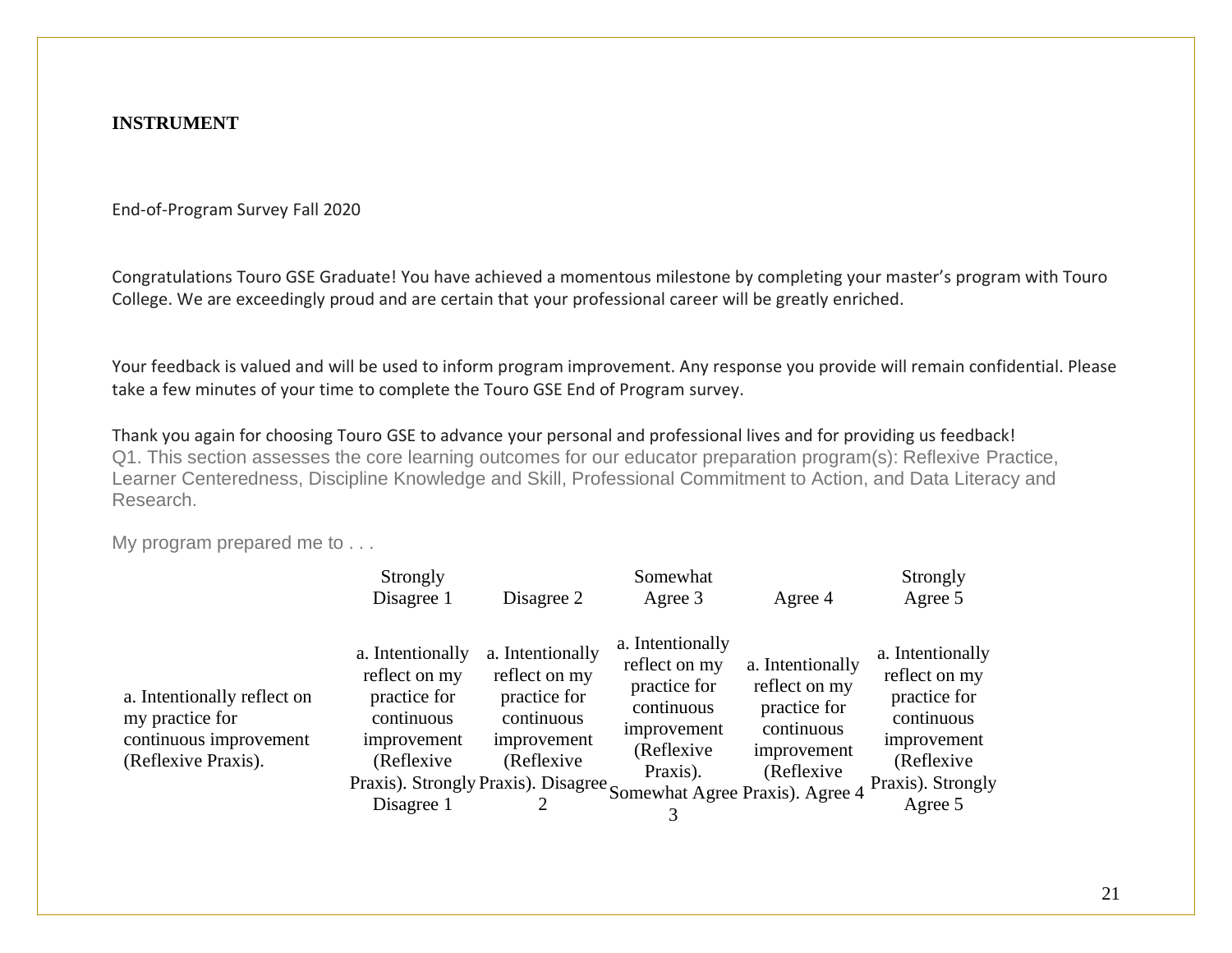**INSTRUMENT**

End-of-Program Survey Fall 2020

Congratulations Touro GSE Graduate! You have achieved a momentous milestone by completing your master's program with Touro College. We are exceedingly proud and are certain that your professional career will be greatly enriched.

Your feedback is valued and will be used to inform program improvement. Any response you provide will remain confidential. Please take a few minutes of your time to complete the Touro GSE End of Program survey.

Thank you again for choosing Touro GSE to advance your personal and professional lives and for providing us feedback!

Q1. This section assesses the core learning outcomes for our educator preparation program(s): Reflexive Practice, Learner Centeredness, Discipline Knowledge and Skill, Professional Commitment to Action, and Data Literacy and Research.

My program prepared me to . . .

| | Strongly Disagree 1 | Disagree 2 | Somewhat Agree 3 | Agree 4 | Strongly Agree 5 |
|---|---|---|---|---|---|
| a. Intentionally reflect on my practice for continuous improvement (Reflexive Praxis). | a. Intentionally reflect on my practice for continuous improvement (Reflexive Praxis). Strongly Disagree 1 | a. Intentionally reflect on my practice for continuous improvement (Reflexive Praxis). Disagree 2 | a. Intentionally reflect on my practice for continuous improvement (Reflexive Praxis). Somewhat Agree 3 | a. Intentionally reflect on my practice for continuous improvement (Reflexive Praxis). Agree 4 | a. Intentionally reflect on my practice for continuous improvement (Reflexive Praxis). Strongly Agree 5 |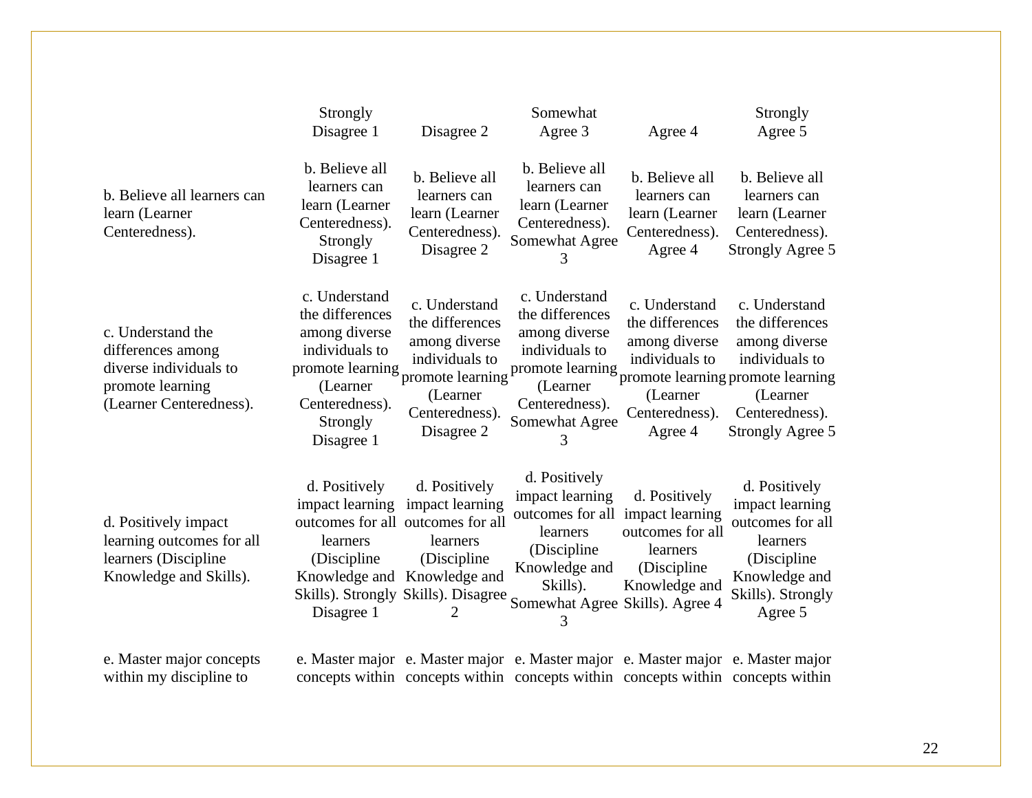| | Strongly Disagree 1 | Disagree 2 | Somewhat Agree 3 | Agree 4 | Strongly Agree 5 |
|---|---|---|---|---|---|
| b. Believe all learners can learn (Learner Centeredness). | b. Believe all learners can learn (Learner Centeredness). Strongly Disagree 1 | b. Believe all learners can learn (Learner Centeredness). Disagree 2 | b. Believe all learners can learn (Learner Centeredness). Somewhat Agree 3 | b. Believe all learners can learn (Learner Centeredness). Agree 4 | b. Believe all learners can learn (Learner Centeredness). Strongly Agree 5 |
| c. Understand the differences among diverse individuals to promote learning (Learner Centeredness). | c. Understand the differences among diverse individuals to promote learning (Learner Centeredness). Strongly Disagree 1 | c. Understand the differences among diverse individuals to promote learning (Learner Centeredness). Disagree 2 | c. Understand the differences among diverse individuals to promote learning (Learner Centeredness). Somewhat Agree 3 | c. Understand the differences among diverse individuals to promote learning (Learner Centeredness). Agree 4 | c. Understand the differences among diverse individuals to promote learning (Learner Centeredness). Strongly Agree 5 |
| d. Positively impact learning outcomes for all learners (Discipline Knowledge and Skills). | d. Positively impact learning outcomes for all learners (Discipline Knowledge and Skills). Strongly Disagree 1 | d. Positively impact learning outcomes for all learners (Discipline Knowledge and Skills). Disagree 2 | d. Positively impact learning outcomes for all learners (Discipline Knowledge and Skills). Somewhat Agree 3 | d. Positively impact learning outcomes for all learners (Discipline Knowledge and Skills). Agree 4 | d. Positively impact learning outcomes for all learners (Discipline Knowledge and Skills). Strongly Agree 5 |
| e. Master major concepts within my discipline to | e. Master major concepts within | e. Master major concepts within | e. Master major concepts within | e. Master major concepts within | e. Master major concepts within |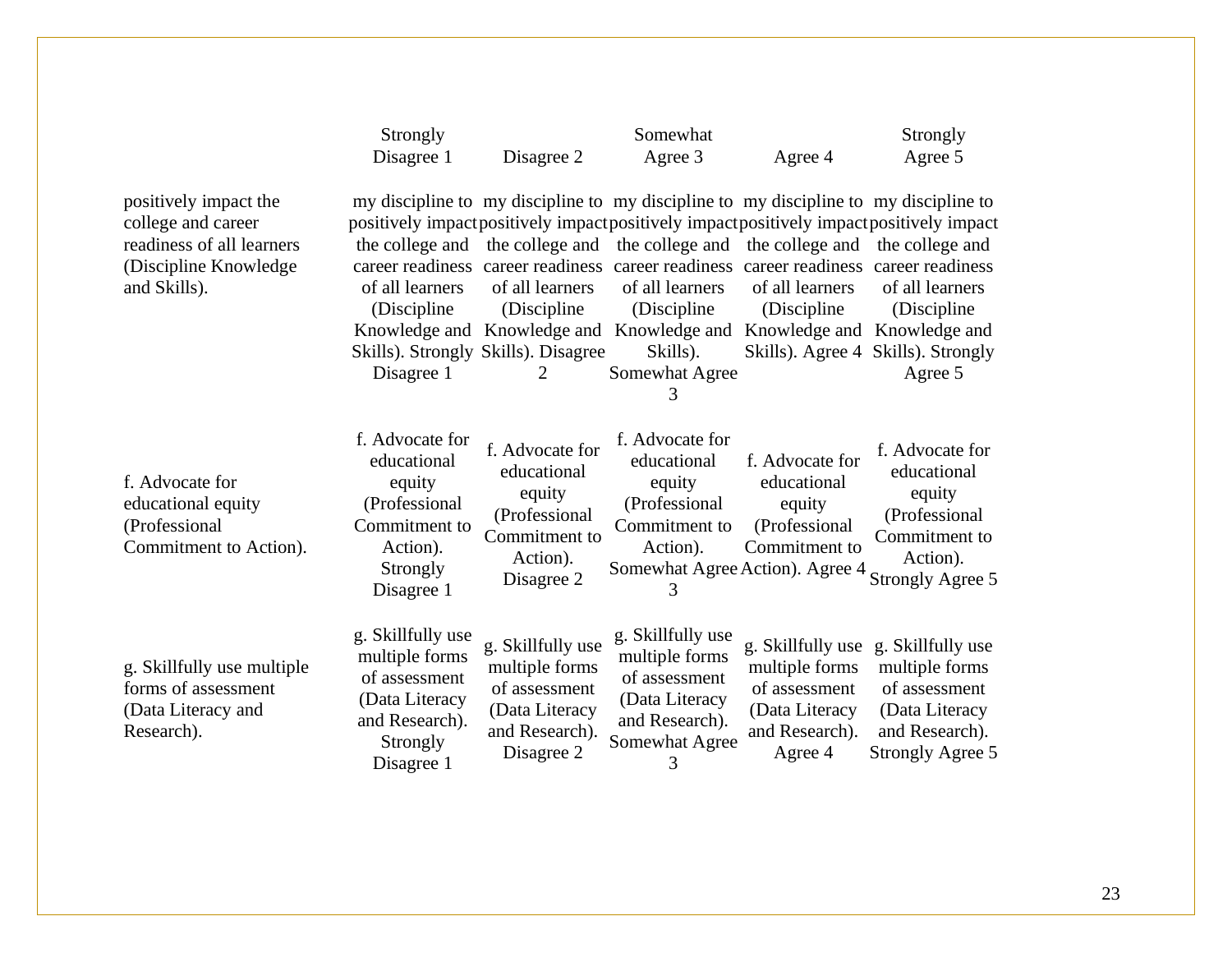| | Strongly Disagree 1 | Disagree 2 | Somewhat Agree 3 | Agree 4 | Strongly Agree 5 |
|---|---|---|---|---|---|
| positively impact the college and career readiness of all learners (Discipline Knowledge and Skills). | my discipline to positively impact the college and career readiness of all learners (Discipline Knowledge and Skills). Strongly Disagree 1 | my discipline to positively impact the college and career readiness of all learners (Discipline Knowledge and Skills). Disagree 2 | my discipline to positively impact the college and career readiness of all learners (Discipline Knowledge and Skills). Somewhat Agree 3 | my discipline to positively impact the college and career readiness of all learners (Discipline Knowledge and Skills). Agree 4 | my discipline to positively impact the college and career readiness of all learners (Discipline Knowledge and Skills). Strongly Agree 5 |
| f. Advocate for educational equity (Professional Commitment to Action). | f. Advocate for educational equity (Professional Commitment to Action). Strongly Disagree 1 | f. Advocate for educational equity (Professional Commitment to Action). Disagree 2 | f. Advocate for educational equity (Professional Commitment to Action). Somewhat Agree 3 | f. Advocate for educational equity (Professional Commitment to Action). Agree 4 | f. Advocate for educational equity (Professional Commitment to Action). Strongly Agree 5 |
| g. Skillfully use multiple forms of assessment (Data Literacy and Research). | g. Skillfully use multiple forms of assessment (Data Literacy and Research). Strongly Disagree 1 | g. Skillfully use multiple forms of assessment (Data Literacy and Research). Disagree 2 | g. Skillfully use multiple forms of assessment (Data Literacy and Research). Somewhat Agree 3 | g. Skillfully use multiple forms of assessment (Data Literacy and Research). Agree 4 | g. Skillfully use multiple forms of assessment (Data Literacy and Research). Strongly Agree 5 |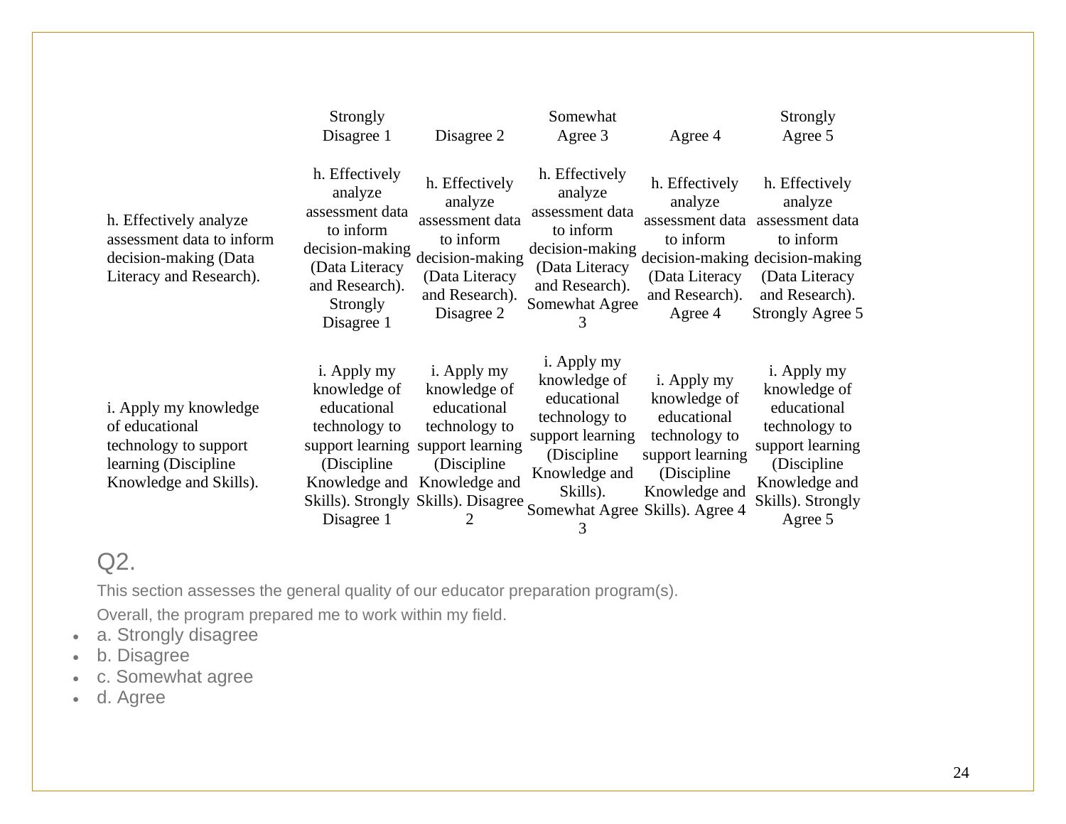| | Strongly Disagree 1 | Disagree 2 | Somewhat Agree 3 | Agree 4 | Strongly Agree 5 |
|---|---|---|---|---|---|
| h. Effectively analyze assessment data to inform decision-making (Data Literacy and Research). | h. Effectively analyze assessment data to inform decision-making (Data Literacy and Research). Strongly Disagree 1 | h. Effectively analyze assessment data to inform decision-making (Data Literacy and Research). Disagree 2 | h. Effectively analyze assessment data to inform decision-making (Data Literacy and Research). Somewhat Agree 3 | h. Effectively analyze assessment data to inform decision-making (Data Literacy and Research). Agree 4 | h. Effectively analyze assessment data to inform decision-making (Data Literacy and Research). Strongly Agree 5 |
| i. Apply my knowledge of educational technology to support learning (Discipline Knowledge and Skills). | i. Apply my knowledge of educational technology to support learning (Discipline Knowledge and Skills). Strongly Disagree 1 | i. Apply my knowledge of educational technology to support learning (Discipline Knowledge and Skills). Disagree 2 | i. Apply my knowledge of educational technology to support learning (Discipline Knowledge and Skills). Somewhat Agree 3 | i. Apply my knowledge of educational technology to support learning (Discipline Knowledge and Skills). Agree 4 | i. Apply my knowledge of educational technology to support learning (Discipline Knowledge and Skills). Strongly Agree 5 |

## Q2.

This section assesses the general quality of our educator preparation program(s).

Overall, the program prepared me to work within my field.

- a. Strongly disagree
- b. Disagree
- c. Somewhat agree
- d. Agree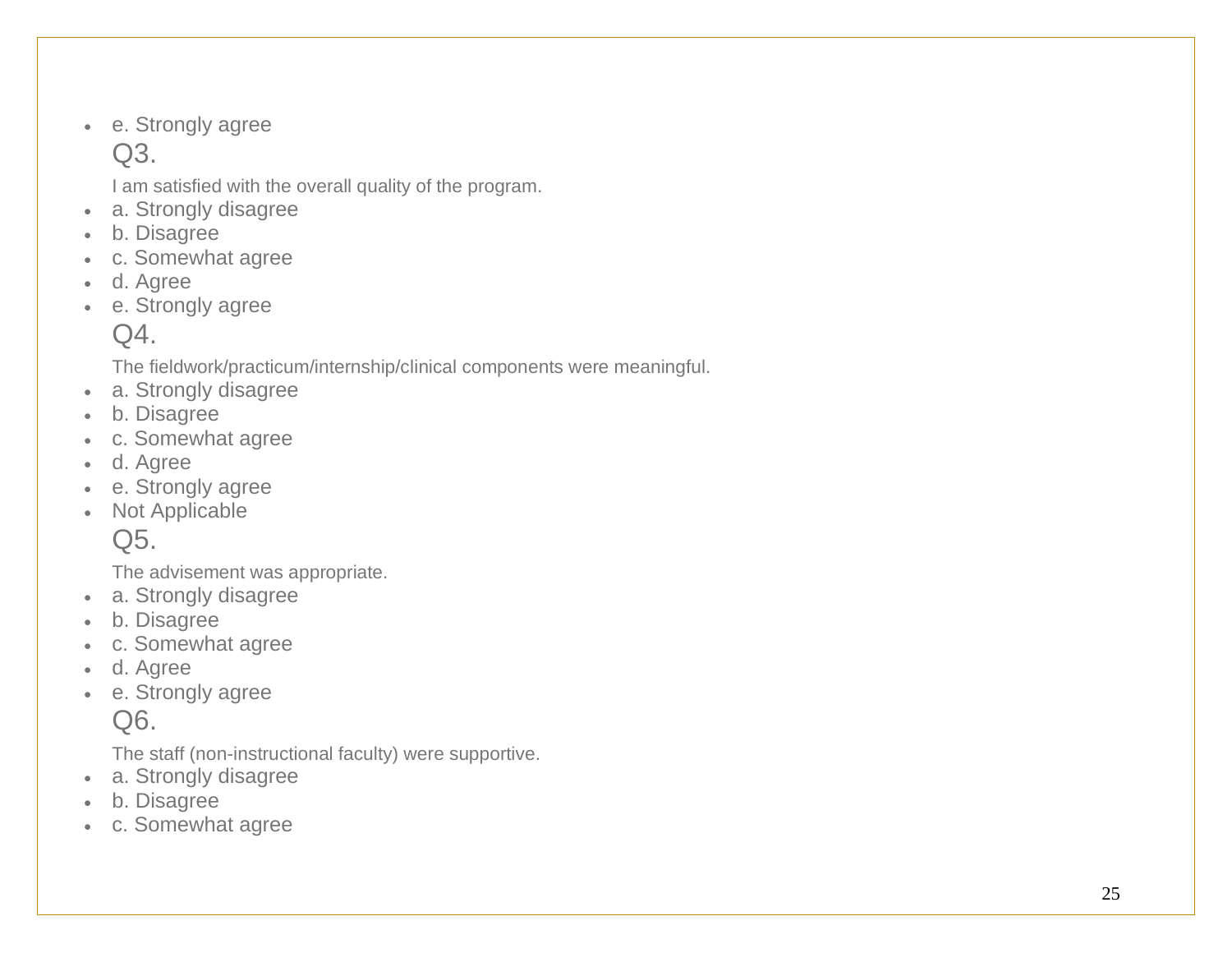- e. Strongly agree

Q3.

I am satisfied with the overall quality of the program.

- a. Strongly disagree
- b. Disagree
- c. Somewhat agree
- d. Agree
- e. Strongly agree

Q4.

The fieldwork/practicum/internship/clinical components were meaningful.

- a. Strongly disagree
- b. Disagree
- c. Somewhat agree
- d. Agree
- e. Strongly agree
- Not Applicable

Q5.

The advisement was appropriate.

- a. Strongly disagree
- b. Disagree
- c. Somewhat agree
- d. Agree
- e. Strongly agree

Q6.

The staff (non-instructional faculty) were supportive.

- a. Strongly disagree
- b. Disagree
- c. Somewhat agree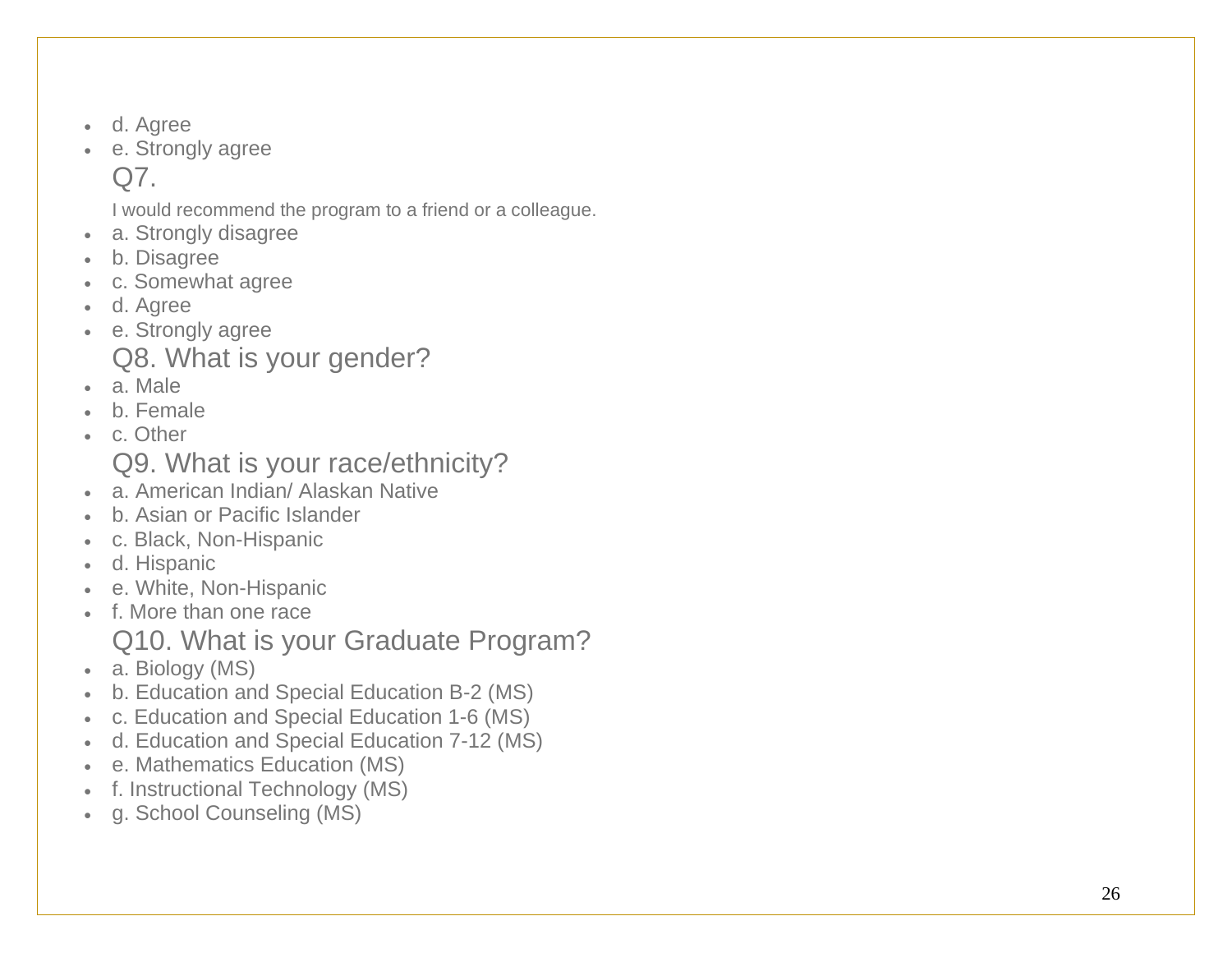- d. Agree
- e. Strongly agree

Q7.

I would recommend the program to a friend or a colleague.

- a. Strongly disagree
- b. Disagree
- c. Somewhat agree
- d. Agree
- e. Strongly agree

Q8. What is your gender?

- a. Male
- b. Female
- c. Other

Q9. What is your race/ethnicity?

- a. American Indian/ Alaskan Native
- b. Asian or Pacific Islander
- c. Black, Non-Hispanic
- d. Hispanic
- e. White, Non-Hispanic
- f. More than one race

Q10. What is your Graduate Program?

- a. Biology (MS)
- b. Education and Special Education B-2 (MS)
- c. Education and Special Education 1-6 (MS)
- d. Education and Special Education 7-12 (MS)
- e. Mathematics Education (MS)
- f. Instructional Technology (MS)
- g. School Counseling (MS)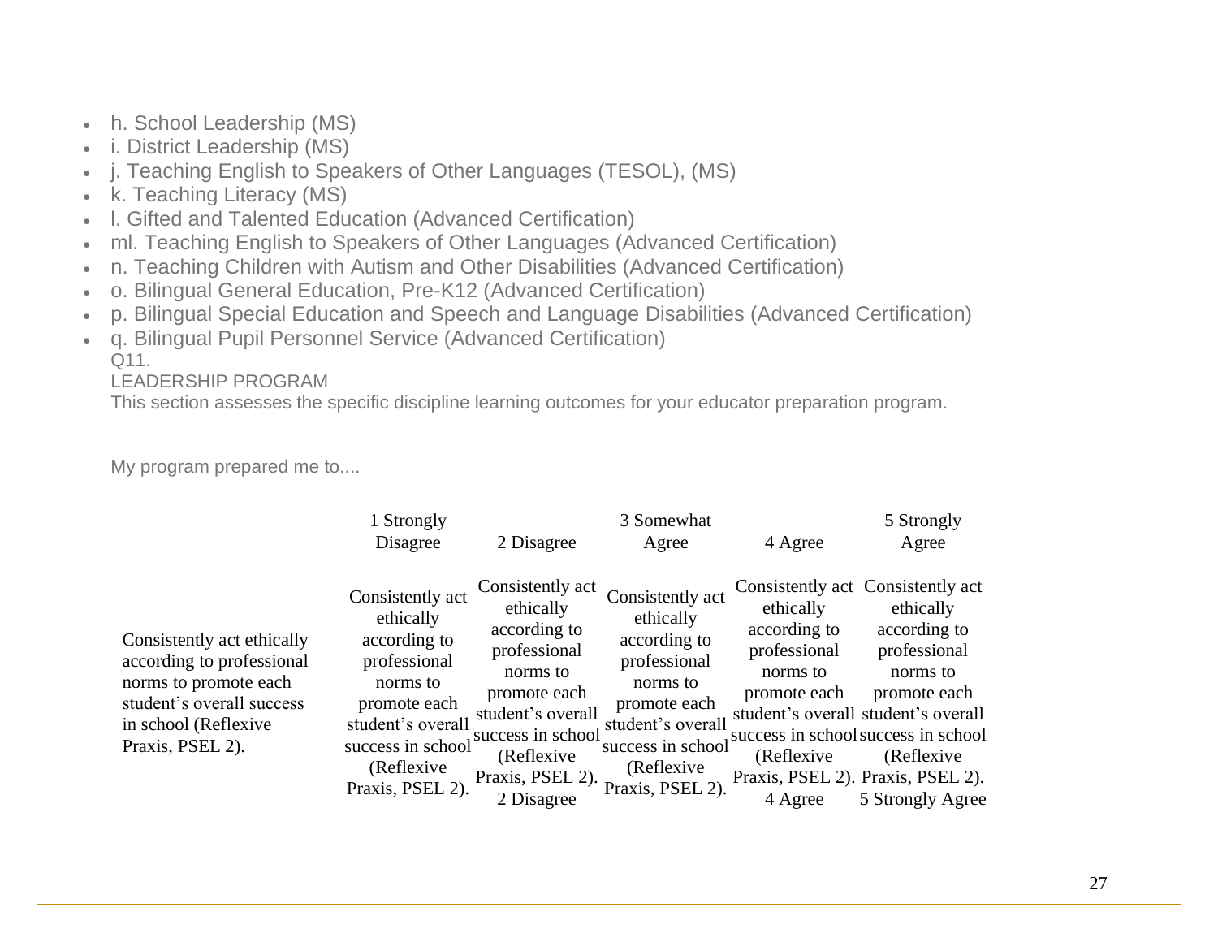- h. School Leadership (MS)
- i. District Leadership (MS)
- j. Teaching English to Speakers of Other Languages (TESOL), (MS)
- k. Teaching Literacy (MS)
- l. Gifted and Talented Education (Advanced Certification)
- ml. Teaching English to Speakers of Other Languages (Advanced Certification)
- n. Teaching Children with Autism and Other Disabilities (Advanced Certification)
- o. Bilingual General Education, Pre-K12 (Advanced Certification)
- p. Bilingual Special Education and Speech and Language Disabilities (Advanced Certification)
- q. Bilingual Pupil Personnel Service (Advanced Certification)

Q11.

LEADERSHIP PROGRAM

This section assesses the specific discipline learning outcomes for your educator preparation program.

My program prepared me to....

| | 1 Strongly Disagree | 2 Disagree | 3 Somewhat Agree | 4 Agree | 5 Strongly Agree |
|---|---|---|---|---|---|
| Consistently act ethically according to professional norms to promote each student's overall success in school (Reflexive Praxis, PSEL 2). | Consistently act ethically according to professional norms to promote each student's overall success in school (Reflexive Praxis, PSEL 2). | Consistently act ethically according to professional norms to promote each student's overall success in school (Reflexive Praxis, PSEL 2). 2 Disagree | Consistently act ethically according to professional norms to promote each student's overall success in school (Reflexive Praxis, PSEL 2). | Consistently act ethically according to professional norms to promote each student's overall success in school (Reflexive Praxis, PSEL 2). 4 Agree | Consistently act ethically according to professional norms to promote each student's overall success in school (Reflexive Praxis, PSEL 2). 5 Strongly Agree |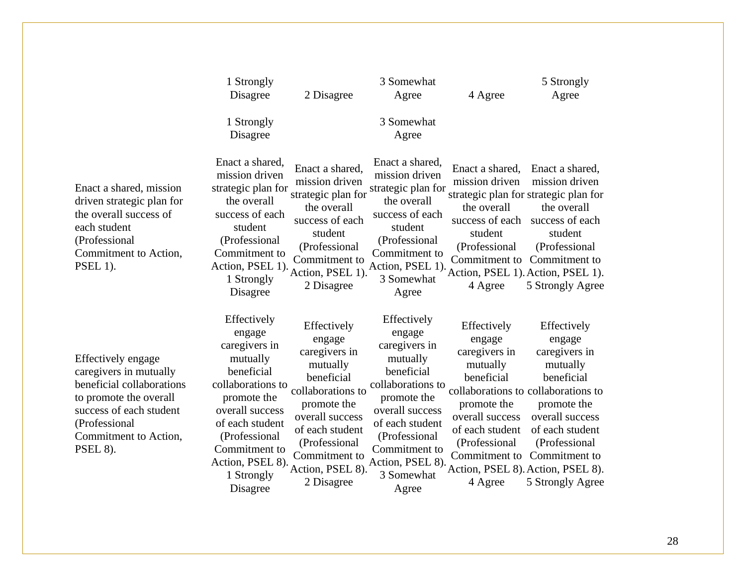| | 1 Strongly Disagree | 2 Disagree | 3 Somewhat Agree | 4 Agree | 5 Strongly Agree |
|---|---|---|---|---|---|
| | 1 Strongly Disagree | | 3 Somewhat Agree | | |
| Enact a shared, mission driven strategic plan for the overall success of each student (Professional Commitment to Action, PSEL 1). | Enact a shared, mission driven strategic plan for the overall success of each student (Professional Commitment to Action, PSEL 1). 1 Strongly Disagree | Enact a shared, mission driven strategic plan for the overall success of each student (Professional Commitment to Action, PSEL 1). 2 Disagree | Enact a shared, mission driven strategic plan for the overall success of each student (Professional Commitment to Action, PSEL 1). 3 Somewhat Agree | Enact a shared, mission driven strategic plan for the overall success of each student (Professional Commitment to Action, PSEL 1). 4 Agree | Enact a shared, mission driven strategic plan for the overall success of each student (Professional Commitment to Action, PSEL 1). 5 Strongly Agree |
| Effectively engage caregivers in mutually beneficial collaborations to promote the overall success of each student (Professional Commitment to Action, PSEL 8). | Effectively engage caregivers in mutually beneficial collaborations to promote the overall success of each student (Professional Commitment to Action, PSEL 8). 1 Strongly Disagree | Effectively engage caregivers in mutually beneficial collaborations to promote the overall success of each student (Professional Commitment to Action, PSEL 8). 2 Disagree | Effectively engage caregivers in mutually beneficial collaborations to promote the overall success of each student (Professional Commitment to Action, PSEL 8). 3 Somewhat Agree | Effectively engage caregivers in mutually beneficial collaborations to promote the overall success of each student (Professional Commitment to Action, PSEL 8). 4 Agree | Effectively engage caregivers in mutually beneficial collaborations to promote the overall success of each student (Professional Commitment to Action, PSEL 8). 5 Strongly Agree |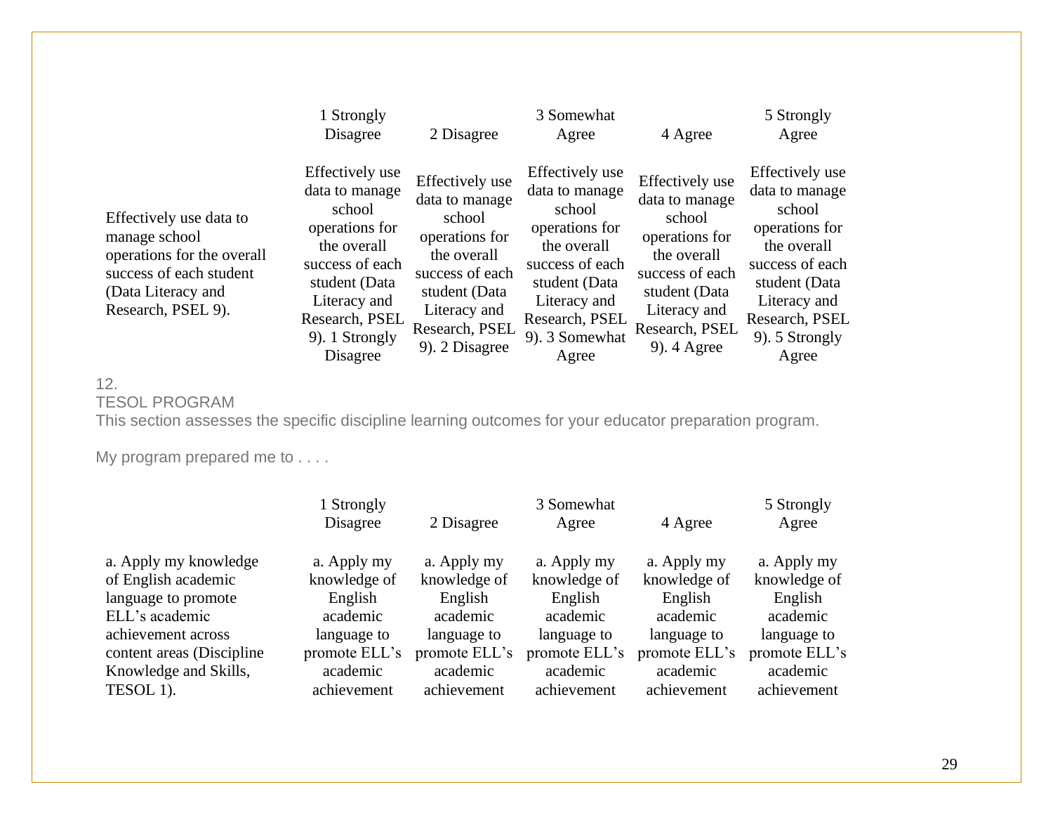| | 1 Strongly Disagree | 2 Disagree | 3 Somewhat Agree | 4 Agree | 5 Strongly Agree |
|---|---|---|---|---|---|
| Effectively use data to manage school operations for the overall success of each student (Data Literacy and Research, PSEL 9). | Effectively use data to manage school operations for the overall success of each student (Data Literacy and Research, PSEL 9). 1 Strongly Disagree | Effectively use data to manage school operations for the overall success of each student (Data Literacy and Research, PSEL 9). 2 Disagree | Effectively use data to manage school operations for the overall success of each student (Data Literacy and Research, PSEL 9). 3 Somewhat Agree | Effectively use data to manage school operations for the overall success of each student (Data Literacy and Research, PSEL 9). 4 Agree | Effectively use data to manage school operations for the overall success of each student (Data Literacy and Research, PSEL 9). 5 Strongly Agree |

12.
TESOL PROGRAM
This section assesses the specific discipline learning outcomes for your educator preparation program.

My program prepared me to . . . .

| | 1 Strongly Disagree | 2 Disagree | 3 Somewhat Agree | 4 Agree | 5 Strongly Agree |
|---|---|---|---|---|---|
| a. Apply my knowledge of English academic language to promote ELL's academic achievement across content areas (Discipline Knowledge and Skills, TESOL 1). | a. Apply my knowledge of English academic language to promote ELL's academic achievement | a. Apply my knowledge of English academic language to promote ELL's academic achievement | a. Apply my knowledge of English academic language to promote ELL's academic achievement | a. Apply my knowledge of English academic language to promote ELL's academic achievement | a. Apply my knowledge of English academic language to promote ELL's academic achievement |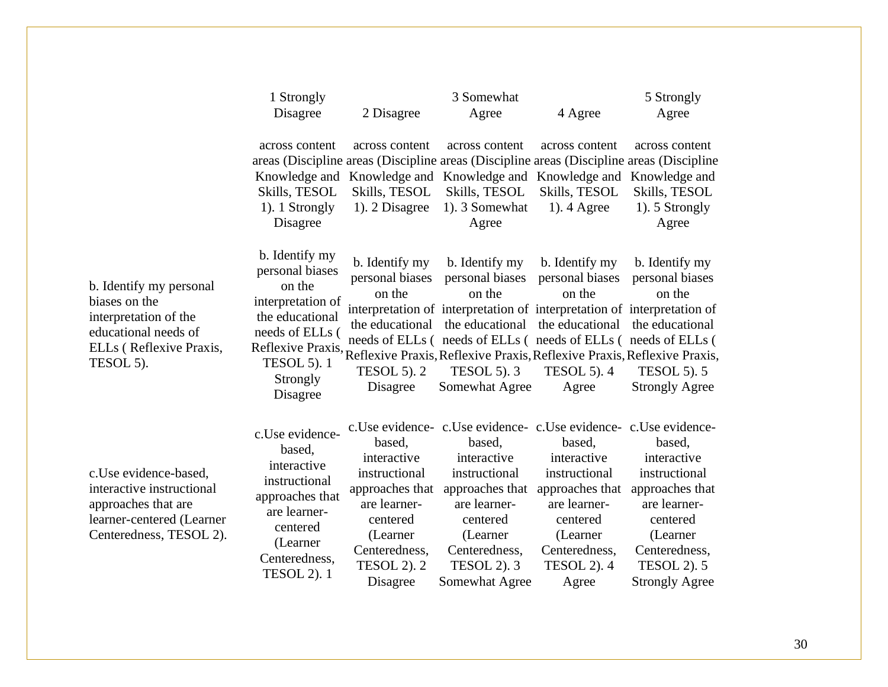| | 1 Strongly Disagree | 2 Disagree | 3 Somewhat Agree | 4 Agree | 5 Strongly Agree |
|---|---|---|---|---|---|
| | across content areas (Discipline Knowledge and Skills, TESOL 1). 1 Strongly Disagree | across content areas (Discipline Knowledge and Skills, TESOL 1). 2 Disagree | across content areas (Discipline Knowledge and Skills, TESOL 1). 3 Somewhat Agree | across content areas (Discipline Knowledge and Skills, TESOL 1). 4 Agree | across content areas (Discipline Knowledge and Skills, TESOL 1). 5 Strongly Agree |
| b. Identify my personal biases on the interpretation of the educational needs of ELLs ( Reflexive Praxis, TESOL 5). | b. Identify my personal biases on the interpretation of the educational needs of ELLs ( Reflexive Praxis, TESOL 5). 1 Strongly Disagree | b. Identify my personal biases on the interpretation of the educational needs of ELLs ( Reflexive Praxis, TESOL 5). 2 Disagree | b. Identify my personal biases on the interpretation of the educational needs of ELLs ( Reflexive Praxis, TESOL 5). 3 Somewhat Agree | b. Identify my personal biases on the interpretation of the educational needs of ELLs ( Reflexive Praxis, TESOL 5). 4 Agree | b. Identify my personal biases on the interpretation of the educational needs of ELLs ( Reflexive Praxis, TESOL 5). 5 Strongly Agree |
| c.Use evidence-based, interactive instructional approaches that are learner-centered (Learner Centeredness, TESOL 2). | c.Use evidence-based, interactive instructional approaches that are learner-centered (Learner Centeredness, TESOL 2). 1 | c.Use evidence-based, interactive instructional approaches that are learner-centered (Learner Centeredness, TESOL 2). 2 Disagree | c.Use evidence-based, interactive instructional approaches that are learner-centered (Learner Centeredness, TESOL 2). 3 Somewhat Agree | c.Use evidence-based, interactive instructional approaches that are learner-centered (Learner Centeredness, TESOL 2). 4 Agree | c.Use evidence-based, interactive instructional approaches that are learner-centered (Learner Centeredness, TESOL 2). 5 Strongly Agree |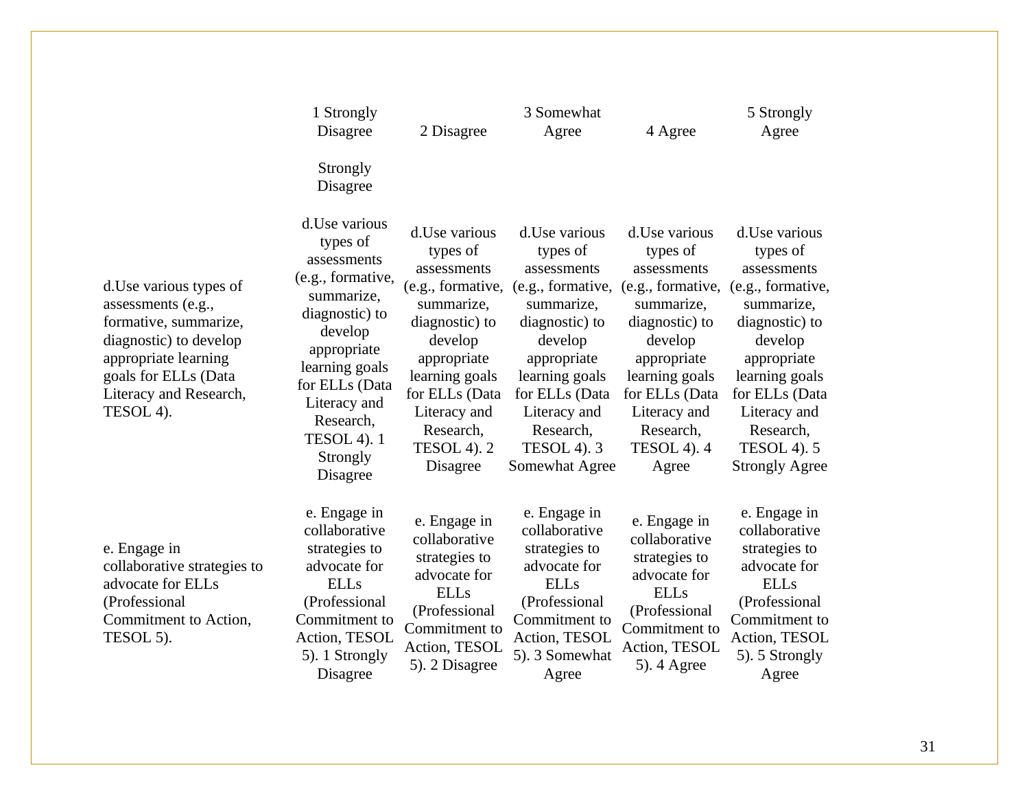| | 1 Strongly Disagree | 2 Disagree | 3 Somewhat Agree | 4 Agree | 5 Strongly Agree |
|---|---|---|---|---|---|
| | Strongly Disagree | | | | |
| d.Use various types of assessments (e.g., formative, summarize, diagnostic) to develop appropriate learning goals for ELLs (Data Literacy and Research, TESOL 4). | d.Use various types of assessments (e.g., formative, summarize, diagnostic) to develop appropriate learning goals for ELLs (Data Literacy and Research, TESOL 4). 1 Strongly Disagree | d.Use various types of assessments (e.g., formative, summarize, diagnostic) to develop appropriate learning goals for ELLs (Data Literacy and Research, TESOL 4). 2 Disagree | d.Use various types of assessments (e.g., formative, summarize, diagnostic) to develop appropriate learning goals for ELLs (Data Literacy and Research, TESOL 4). 3 Somewhat Agree | d.Use various types of assessments (e.g., formative, summarize, diagnostic) to develop appropriate learning goals for ELLs (Data Literacy and Research, TESOL 4). 4 Agree | d.Use various types of assessments (e.g., formative, summarize, diagnostic) to develop appropriate learning goals for ELLs (Data Literacy and Research, TESOL 4). 5 Strongly Agree |
| e. Engage in collaborative strategies to advocate for ELLs (Professional Commitment to Action, TESOL 5). | e. Engage in collaborative strategies to advocate for ELLs (Professional Commitment to Action, TESOL 5). 1 Strongly Disagree | e. Engage in collaborative strategies to advocate for ELLs (Professional Commitment to Action, TESOL 5). 2 Disagree | e. Engage in collaborative strategies to advocate for ELLs (Professional Commitment to Action, TESOL 5). 3 Somewhat Agree | e. Engage in collaborative strategies to advocate for ELLs (Professional Commitment to Action, TESOL 5). 4 Agree | e. Engage in collaborative strategies to advocate for ELLs (Professional Commitment to Action, TESOL 5). 5 Strongly Agree |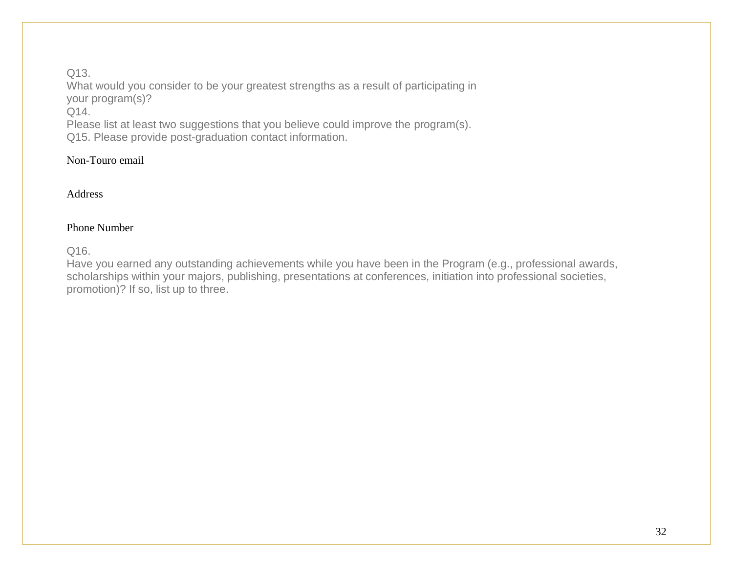Q13.
What would you consider to be your greatest strengths as a result of participating in your program(s)?

Q14.
Please list at least two suggestions that you believe could improve the program(s).

Q15. Please provide post-graduation contact information.

Non-Touro email

Address

Phone Number

Q16.
Have you earned any outstanding achievements while you have been in the Program (e.g., professional awards, scholarships within your majors, publishing, presentations at conferences, initiation into professional societies, promotion)? If so, list up to three.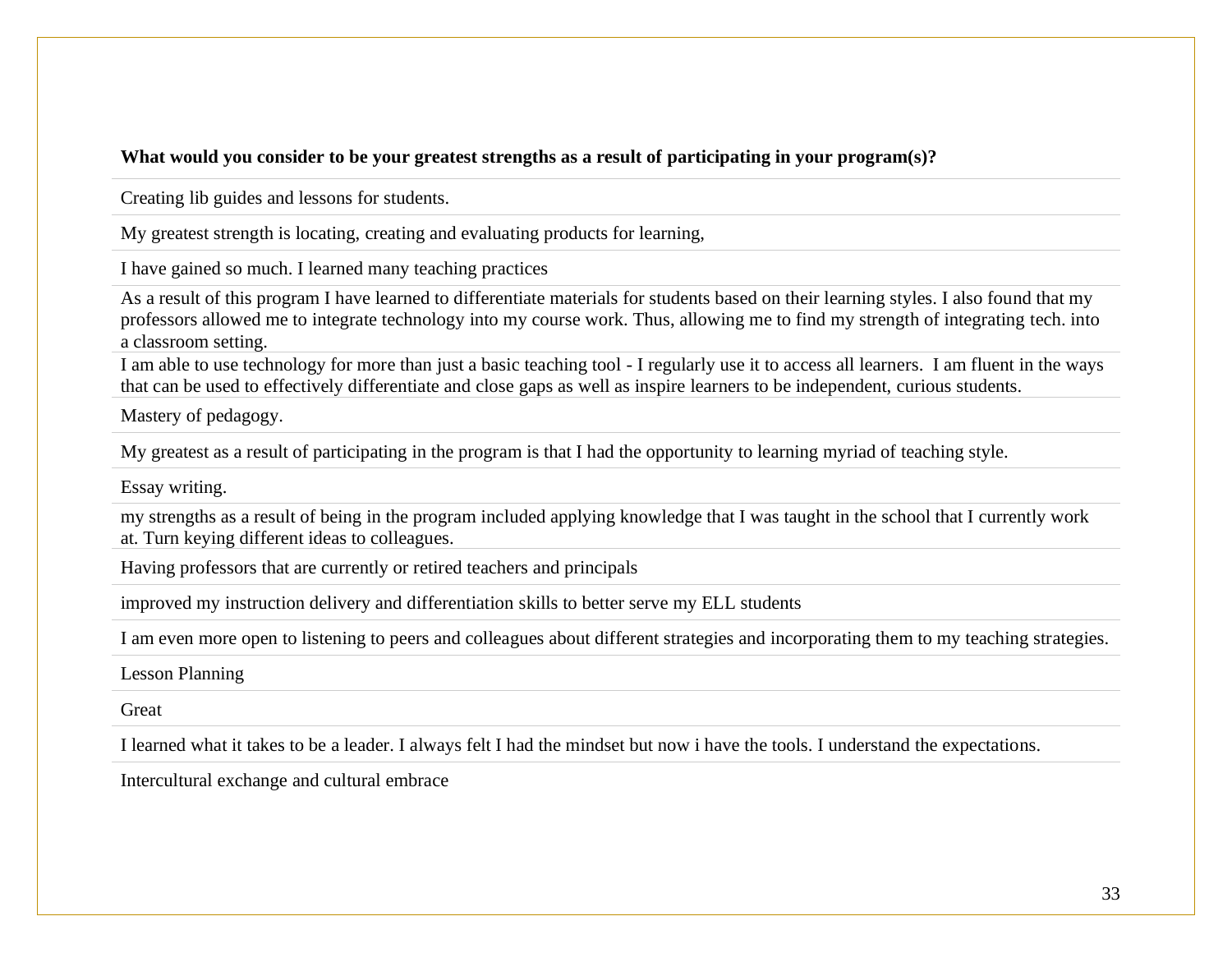| What would you consider to be your greatest strengths as a result of participating in your program(s)? |
|---|
| Creating lib guides and lessons for students. |
| My greatest strength is locating, creating and evaluating products for learning, |
| I have gained so much. I learned many teaching practices |
| As a result of this program I have learned to differentiate materials for students based on their learning styles. I also found that my professors allowed me to integrate technology into my course work. Thus, allowing me to find my strength of integrating tech. into a classroom setting. |
| I am able to use technology for more than just a basic teaching tool - I regularly use it to access all learners. I am fluent in the ways that can be used to effectively differentiate and close gaps as well as inspire learners to be independent, curious students. |
| Mastery of pedagogy. |
| My greatest as a result of participating in the program is that I had the opportunity to learning myriad of teaching style. |
| Essay writing. |
| my strengths as a result of being in the program included applying knowledge that I was taught in the school that I currently work at. Turn keying different ideas to colleagues. |
| Having professors that are currently or retired teachers and principals |
| improved my instruction delivery and differentiation skills to better serve my ELL students |
| I am even more open to listening to peers and colleagues about different strategies and incorporating them to my teaching strategies. |
| Lesson Planning |
| Great |
| I learned what it takes to be a leader. I always felt I had the mindset but now i have the tools. I understand the expectations. |
| Intercultural exchange and cultural embrace |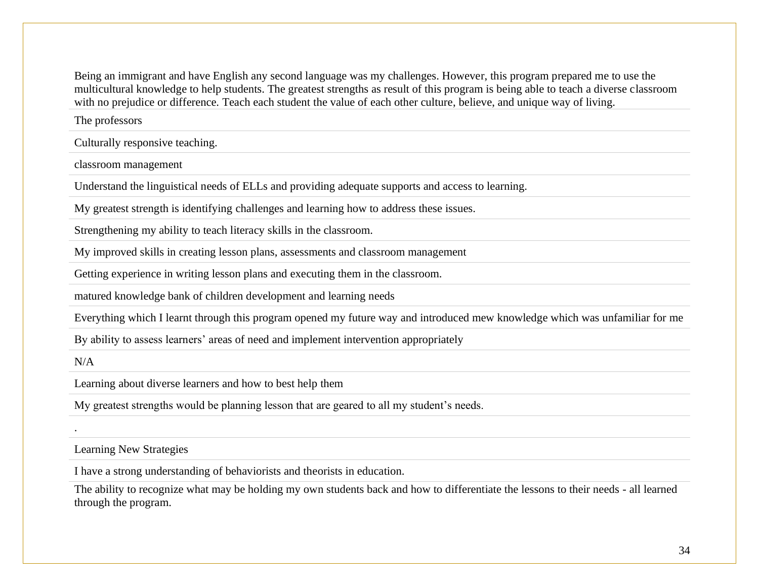| |
|---|
| Being an immigrant and have English any second language was my challenges. However, this program prepared me to use the multicultural knowledge to help students. The greatest strengths as result of this program is being able to teach a diverse classroom with no prejudice or difference. Teach each student the value of each other culture, believe, and unique way of living. |
| The professors |
| Culturally responsive teaching. |
| classroom management |
| Understand the linguistical needs of ELLs and providing adequate supports and access to learning. |
| My greatest strength is identifying challenges and learning how to address these issues. |
| Strengthening my ability to teach literacy skills in the classroom. |
| My improved skills in creating lesson plans, assessments and classroom management |
| Getting experience in writing lesson plans and executing them in the classroom. |
| matured knowledge bank of children development and learning needs |
| Everything which I learnt through this program opened my future way and introduced mew knowledge which was unfamiliar for me |
| By ability to assess learners' areas of need and implement intervention appropriately |
| N/A |
| Learning about diverse learners and how to best help them |
| My greatest strengths would be planning lesson that are geared to all my student's needs. |
| . |
| Learning New Strategies |
| I have a strong understanding of behaviorists and theorists in education. |
| The ability to recognize what may be holding my own students back and how to differentiate the lessons to their needs - all learned through the program. |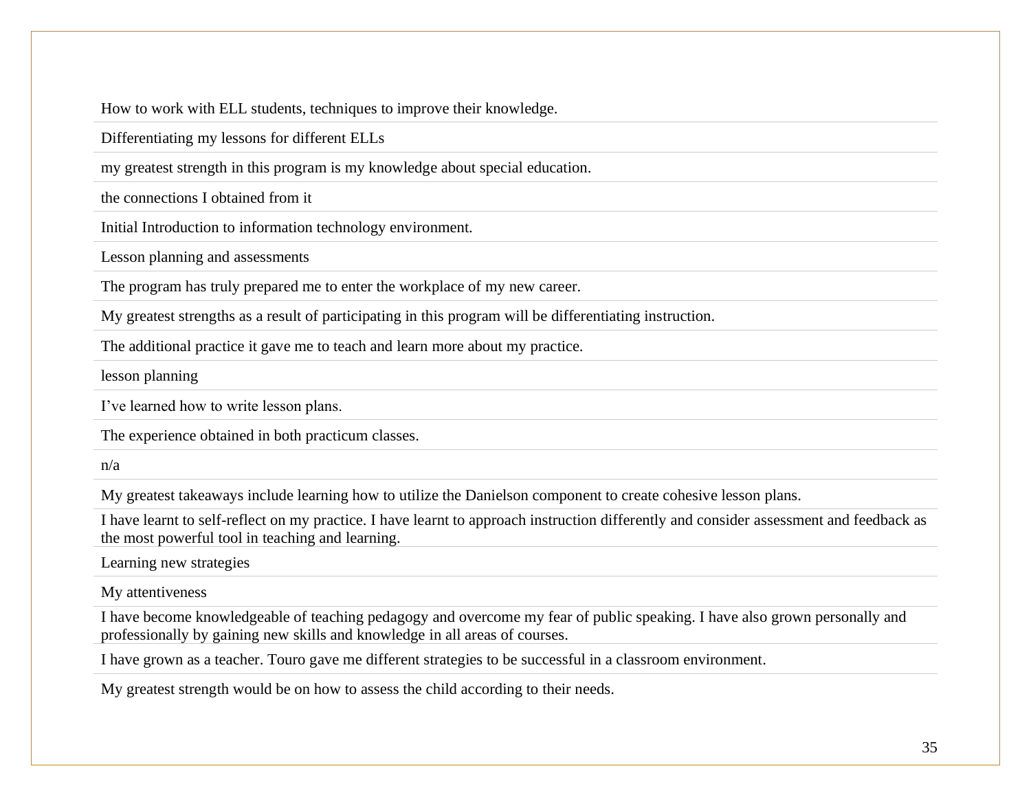| |
|---|
| How to work with ELL students, techniques to improve their knowledge. |
| Differentiating my lessons for different ELLs |
| my greatest strength in this program is my knowledge about special education. |
| the connections I obtained from it |
| Initial Introduction to information technology environment. |
| Lesson planning and assessments |
| The program has truly prepared me to enter the workplace of my new career. |
| My greatest strengths as a result of participating in this program will be differentiating instruction. |
| The additional practice it gave me to teach and learn more about my practice. |
| lesson planning |
| I've learned how to write lesson plans. |
| The experience obtained in both practicum classes. |
| n/a |
| My greatest takeaways include learning how to utilize the Danielson component to create cohesive lesson plans. |
| I have learnt to self-reflect on my practice. I have learnt to approach instruction differently and consider assessment and feedback as the most powerful tool in teaching and learning. |
| Learning new strategies |
| My attentiveness |
| I have become knowledgeable of teaching pedagogy and overcome my fear of public speaking. I have also grown personally and professionally by gaining new skills and knowledge in all areas of courses. |
| I have grown as a teacher. Touro gave me different strategies to be successful in a classroom environment. |
| My greatest strength would be on how to assess the child according to their needs. |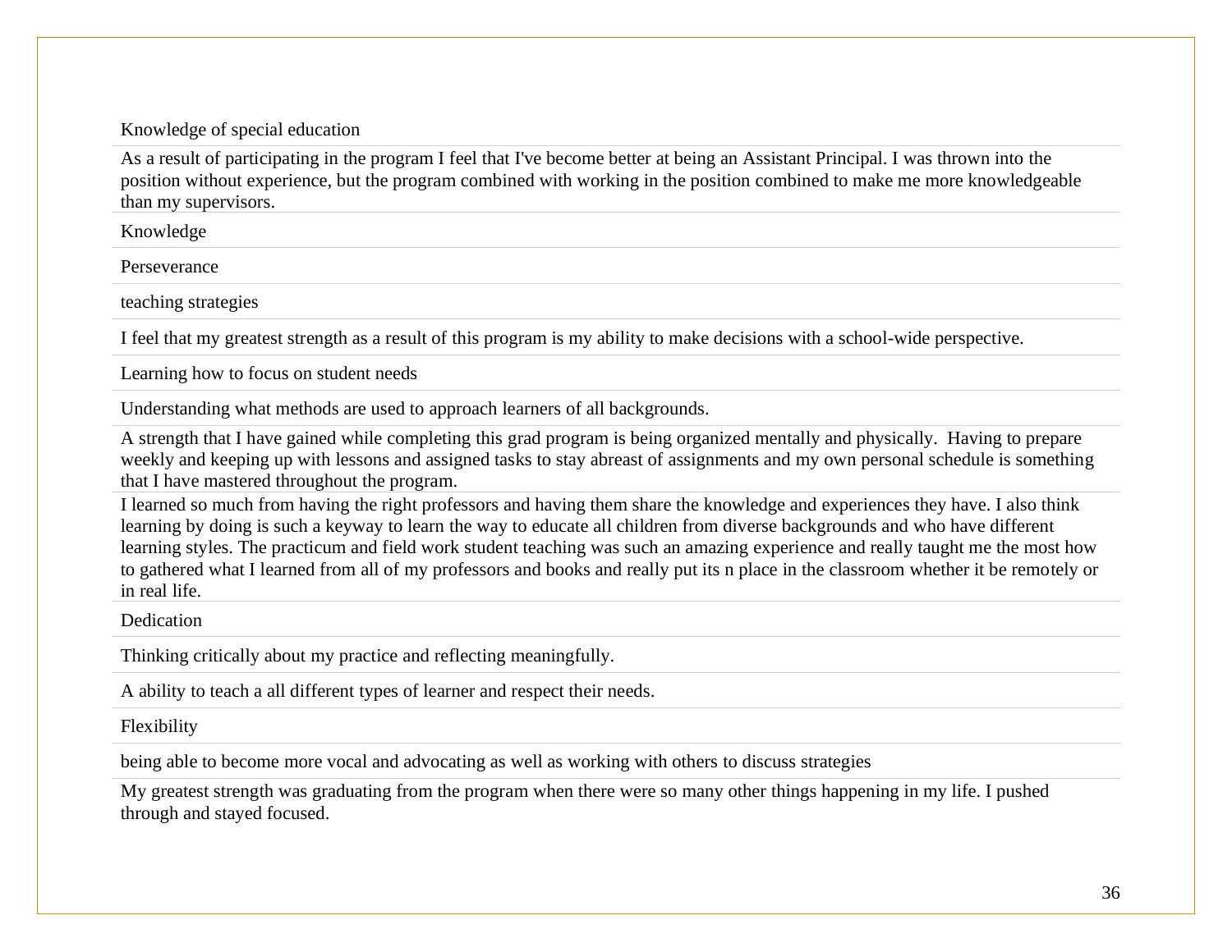| Knowledge of special education |
| --- |
| As a result of participating in the program I feel that I've become better at being an Assistant Principal. I was thrown into the position without experience, but the program combined with working in the position combined to make me more knowledgeable than my supervisors. |
| Knowledge |
| Perseverance |
| teaching strategies |
| I feel that my greatest strength as a result of this program is my ability to make decisions with a school-wide perspective. |
| Learning how to focus on student needs |
| Understanding what methods are used to approach learners of all backgrounds. |
| A strength that I have gained while completing this grad program is being organized mentally and physically. Having to prepare weekly and keeping up with lessons and assigned tasks to stay abreast of assignments and my own personal schedule is something that I have mastered throughout the program. |
| I learned so much from having the right professors and having them share the knowledge and experiences they have. I also think learning by doing is such a keyway to learn the way to educate all children from diverse backgrounds and who have different learning styles. The practicum and field work student teaching was such an amazing experience and really taught me the most how to gathered what I learned from all of my professors and books and really put its n place in the classroom whether it be remotely or in real life. |
| Dedication |
| Thinking critically about my practice and reflecting meaningfully. |
| A ability to teach a all different types of learner and respect their needs. |
| Flexibility |
| being able to become more vocal and advocating as well as working with others to discuss strategies |
| My greatest strength was graduating from the program when there were so many other things happening in my life. I pushed through and stayed focused. |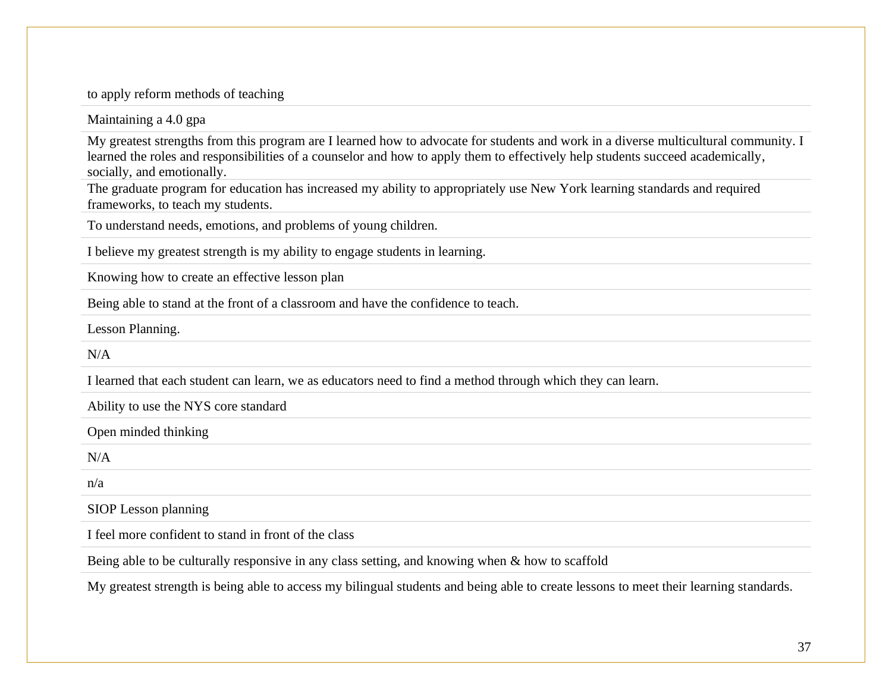| |
|---|
| to apply reform methods of teaching |
| Maintaining a 4.0 gpa |
| My greatest strengths from this program are I learned how to advocate for students and work in a diverse multicultural community. I learned the roles and responsibilities of a counselor and how to apply them to effectively help students succeed academically, socially, and emotionally. |
| The graduate program for education has increased my ability to appropriately use New York learning standards and required frameworks, to teach my students. |
| To understand needs, emotions, and problems of young children. |
| I believe my greatest strength is my ability to engage students in learning. |
| Knowing how to create an effective lesson plan |
| Being able to stand at the front of a classroom and have the confidence to teach. |
| Lesson Planning. |
| N/A |
| I learned that each student can learn, we as educators need to find a method through which they can learn. |
| Ability to use the NYS core standard |
| Open minded thinking |
| N/A |
| n/a |
| SIOP Lesson planning |
| I feel more confident to stand in front of the class |
| Being able to be culturally responsive in any class setting, and knowing when & how to scaffold |
| My greatest strength is being able to access my bilingual students and being able to create lessons to meet their learning standards. |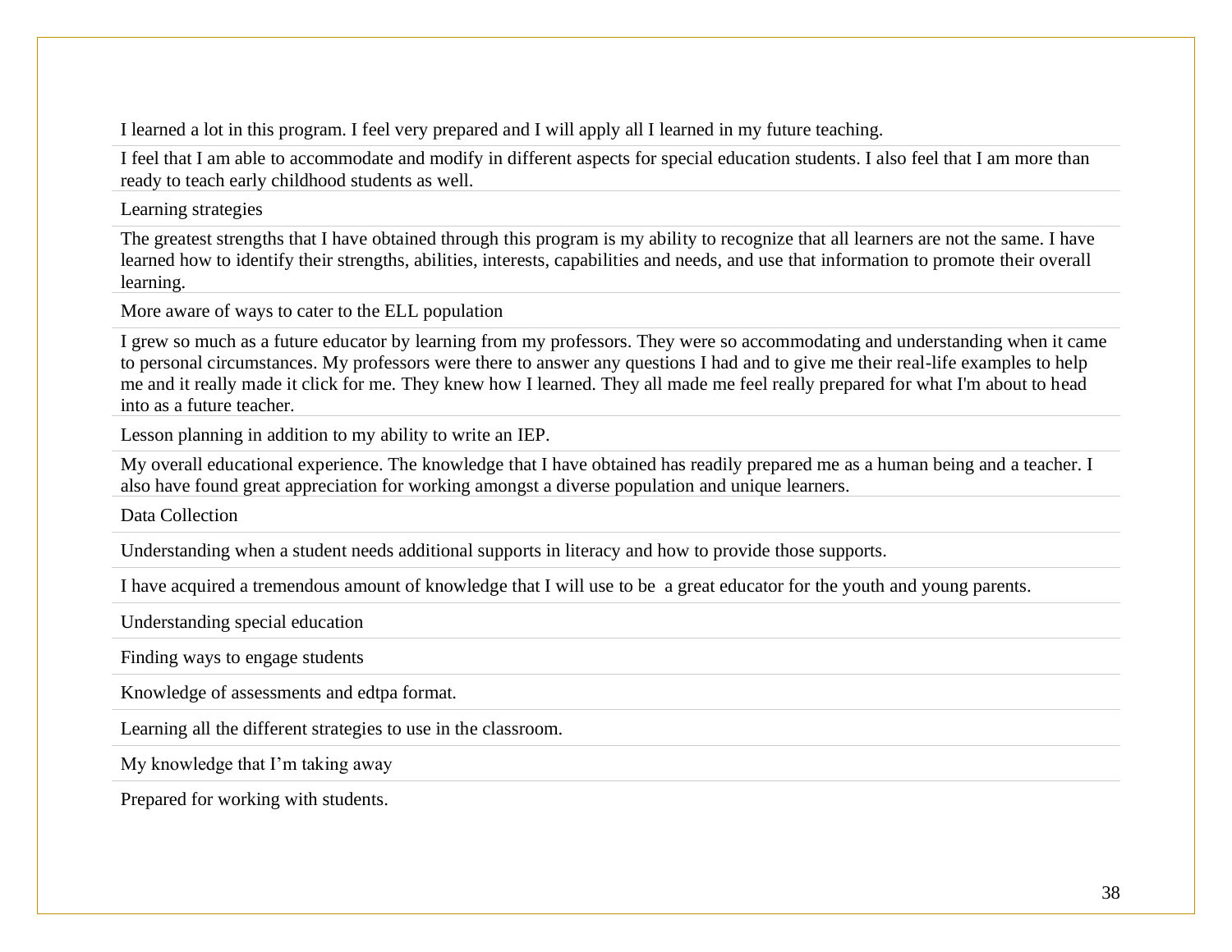| |
|---|
| I learned a lot in this program. I feel very prepared and I will apply all I learned in my future teaching. |
| I feel that I am able to accommodate and modify in different aspects for special education students. I also feel that I am more than ready to teach early childhood students as well. |
| Learning strategies |
| The greatest strengths that I have obtained through this program is my ability to recognize that all learners are not the same. I have learned how to identify their strengths, abilities, interests, capabilities and needs, and use that information to promote their overall learning. |
| More aware of ways to cater to the ELL population |
| I grew so much as a future educator by learning from my professors. They were so accommodating and understanding when it came to personal circumstances. My professors were there to answer any questions I had and to give me their real-life examples to help me and it really made it click for me. They knew how I learned. They all made me feel really prepared for what I'm about to head into as a future teacher. |
| Lesson planning in addition to my ability to write an IEP. |
| My overall educational experience. The knowledge that I have obtained has readily prepared me as a human being and a teacher. I also have found great appreciation for working amongst a diverse population and unique learners. |
| Data Collection |
| Understanding when a student needs additional supports in literacy and how to provide those supports. |
| I have acquired a tremendous amount of knowledge that I will use to be a great educator for the youth and young parents. |
| Understanding special education |
| Finding ways to engage students |
| Knowledge of assessments and edtpa format. |
| Learning all the different strategies to use in the classroom. |
| My knowledge that I'm taking away |
| Prepared for working with students. |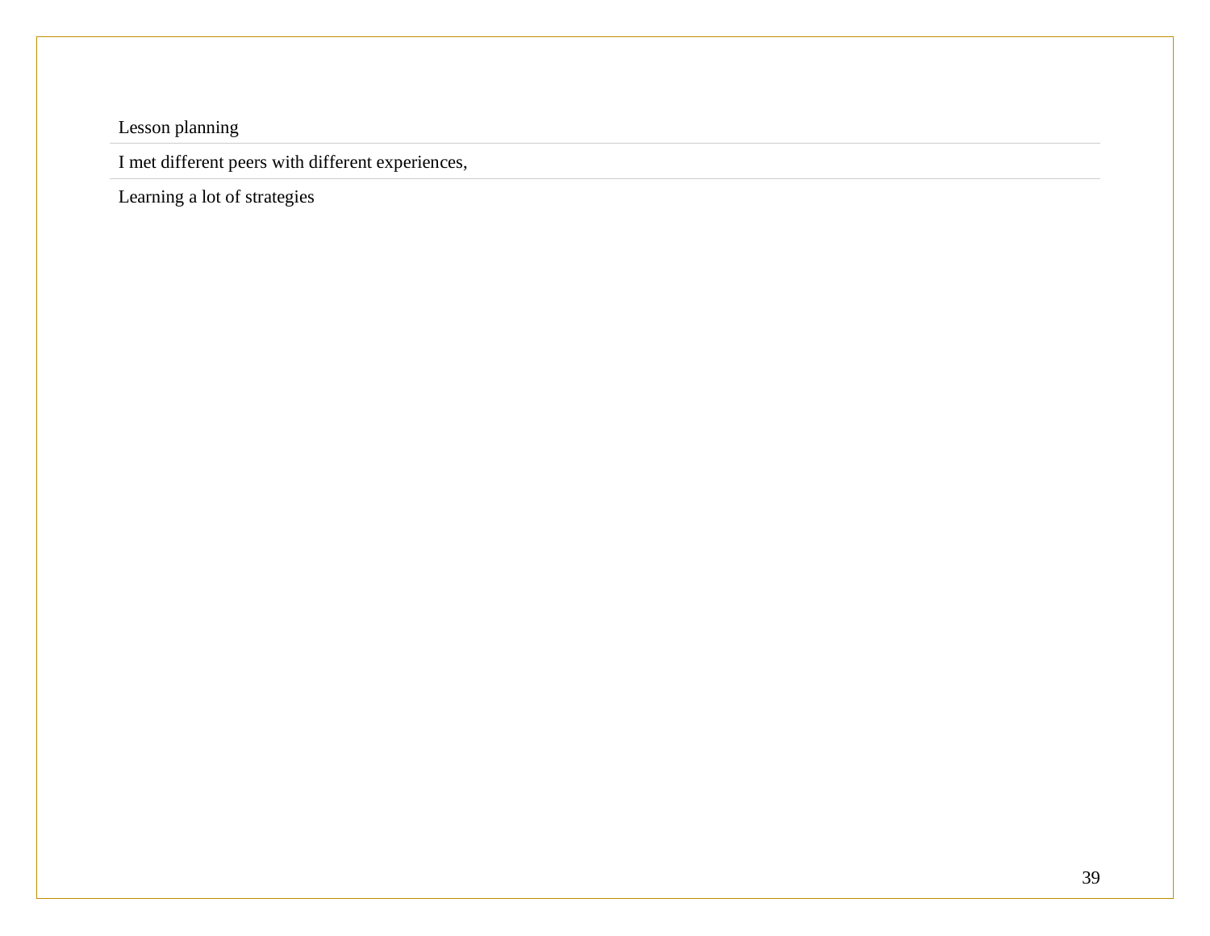Lesson planning

I met different peers with different experiences,

Learning a lot of strategies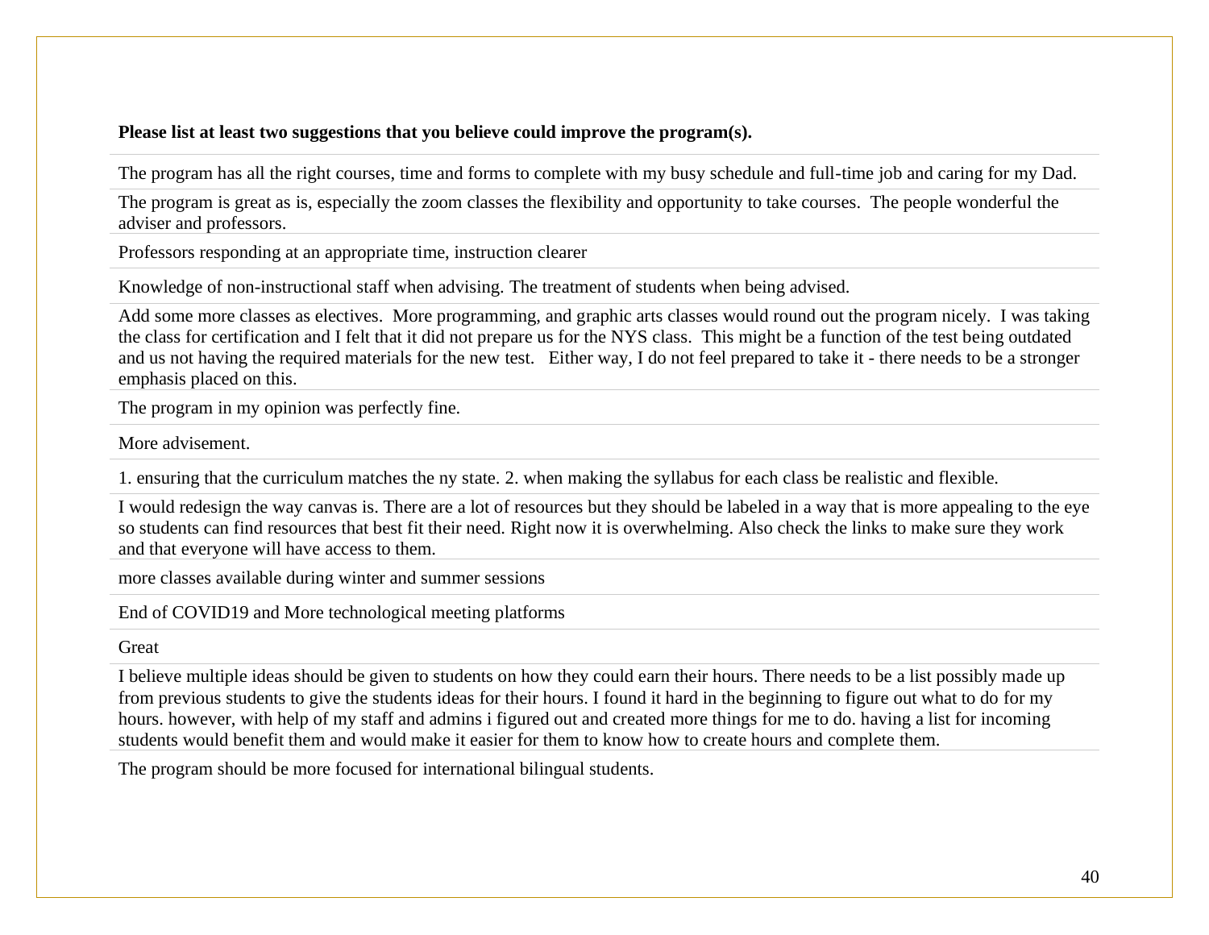| Please list at least two suggestions that you believe could improve the program(s). |
|---|
| The program has all the right courses, time and forms to complete with my busy schedule and full-time job and caring for my Dad. |
| The program is great as is, especially the zoom classes the flexibility and opportunity to take courses. The people wonderful the adviser and professors. |
| Professors responding at an appropriate time, instruction clearer |
| Knowledge of non-instructional staff when advising. The treatment of students when being advised. |
| Add some more classes as electives. More programming, and graphic arts classes would round out the program nicely. I was taking the class for certification and I felt that it did not prepare us for the NYS class. This might be a function of the test being outdated and us not having the required materials for the new test. Either way, I do not feel prepared to take it - there needs to be a stronger emphasis placed on this. |
| The program in my opinion was perfectly fine. |
| More advisement. |
| 1. ensuring that the curriculum matches the ny state. 2. when making the syllabus for each class be realistic and flexible. |
| I would redesign the way canvas is. There are a lot of resources but they should be labeled in a way that is more appealing to the eye so students can find resources that best fit their need. Right now it is overwhelming. Also check the links to make sure they work and that everyone will have access to them. |
| more classes available during winter and summer sessions |
| End of COVID19 and More technological meeting platforms |
| Great |
| I believe multiple ideas should be given to students on how they could earn their hours. There needs to be a list possibly made up from previous students to give the students ideas for their hours. I found it hard in the beginning to figure out what to do for my hours. however, with help of my staff and admins i figured out and created more things for me to do. having a list for incoming students would benefit them and would make it easier for them to know how to create hours and complete them. |
| The program should be more focused for international bilingual students. |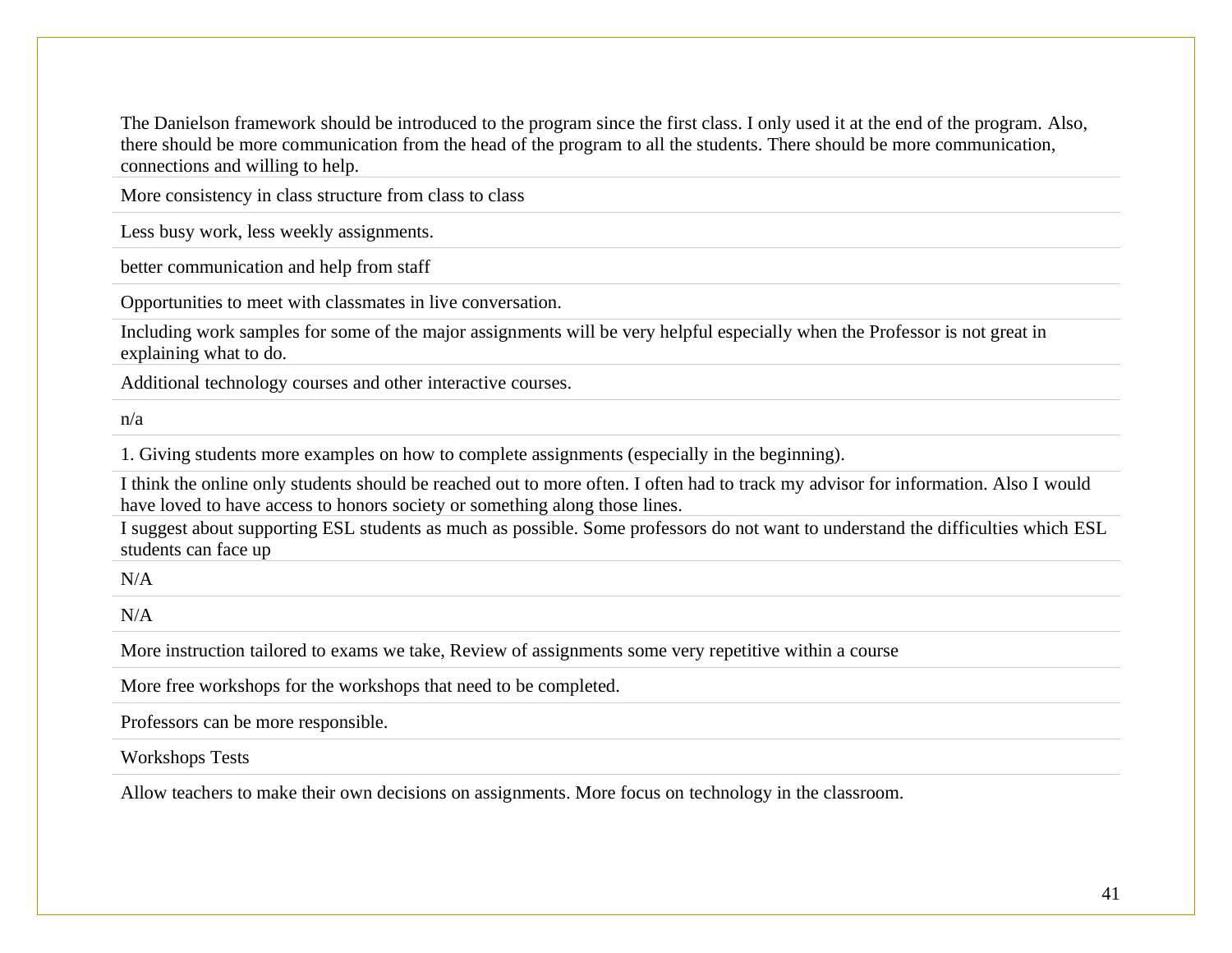| |
|---|
| The Danielson framework should be introduced to the program since the first class. I only used it at the end of the program. Also, there should be more communication from the head of the program to all the students. There should be more communication, connections and willing to help. |
| More consistency in class structure from class to class |
| Less busy work, less weekly assignments. |
| better communication and help from staff |
| Opportunities to meet with classmates in live conversation. |
| Including work samples for some of the major assignments will be very helpful especially when the Professor is not great in explaining what to do. |
| Additional technology courses and other interactive courses. |
| n/a |
| 1. Giving students more examples on how to complete assignments (especially in the beginning). |
| I think the online only students should be reached out to more often. I often had to track my advisor for information. Also I would have loved to have access to honors society or something along those lines. |
| I suggest about supporting ESL students as much as possible. Some professors do not want to understand the difficulties which ESL students can face up |
| N/A |
| N/A |
| More instruction tailored to exams we take, Review of assignments some very repetitive within a course |
| More free workshops for the workshops that need to be completed. |
| Professors can be more responsible. |
| Workshops Tests |
| Allow teachers to make their own decisions on assignments. More focus on technology in the classroom. |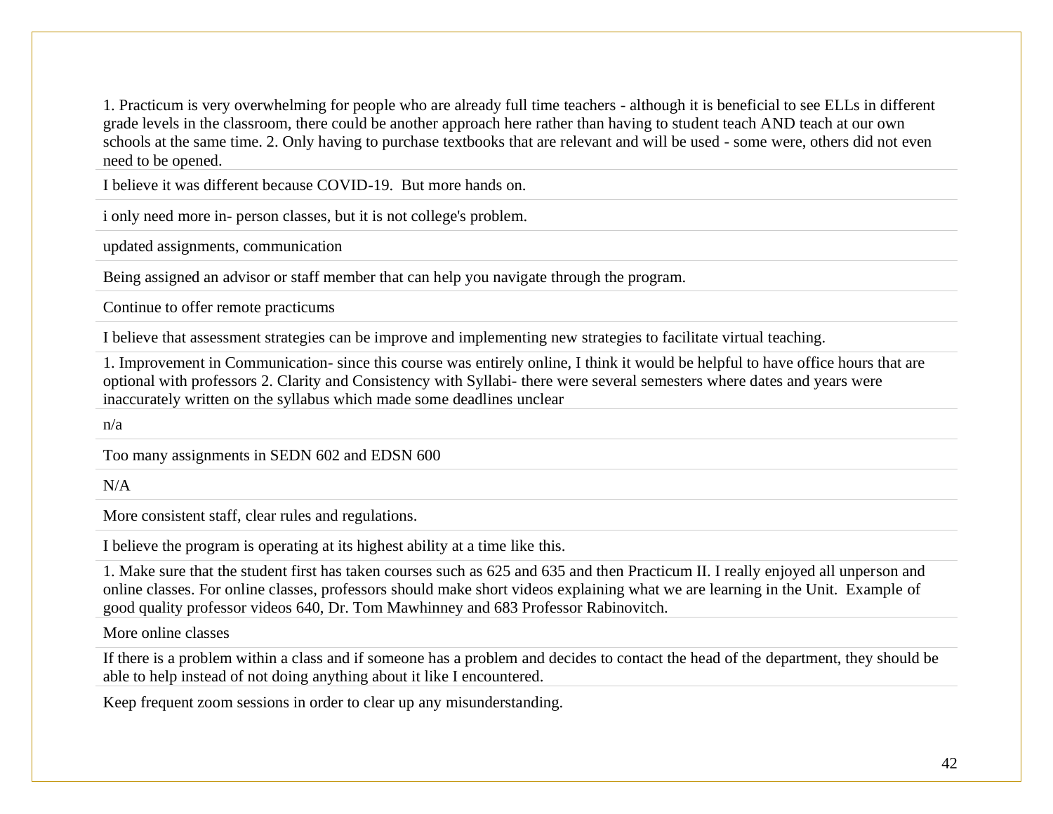1. Practicum is very overwhelming for people who are already full time teachers - although it is beneficial to see ELLs in different grade levels in the classroom, there could be another approach here rather than having to student teach AND teach at our own schools at the same time. 2. Only having to purchase textbooks that are relevant and will be used - some were, others did not even need to be opened.

I believe it was different because COVID-19. But more hands on.

i only need more in- person classes, but it is not college's problem.

updated assignments, communication

Being assigned an advisor or staff member that can help you navigate through the program.

Continue to offer remote practicums

I believe that assessment strategies can be improve and implementing new strategies to facilitate virtual teaching.

1. Improvement in Communication- since this course was entirely online, I think it would be helpful to have office hours that are optional with professors 2. Clarity and Consistency with Syllabi- there were several semesters where dates and years were inaccurately written on the syllabus which made some deadlines unclear

n/a

Too many assignments in SEDN 602 and EDSN 600

N/A

More consistent staff, clear rules and regulations.

I believe the program is operating at its highest ability at a time like this.

1. Make sure that the student first has taken courses such as 625 and 635 and then Practicum II. I really enjoyed all unperson and online classes. For online classes, professors should make short videos explaining what we are learning in the Unit. Example of good quality professor videos 640, Dr. Tom Mawhinney and 683 Professor Rabinovitch.

More online classes

If there is a problem within a class and if someone has a problem and decides to contact the head of the department, they should be able to help instead of not doing anything about it like I encountered.

Keep frequent zoom sessions in order to clear up any misunderstanding.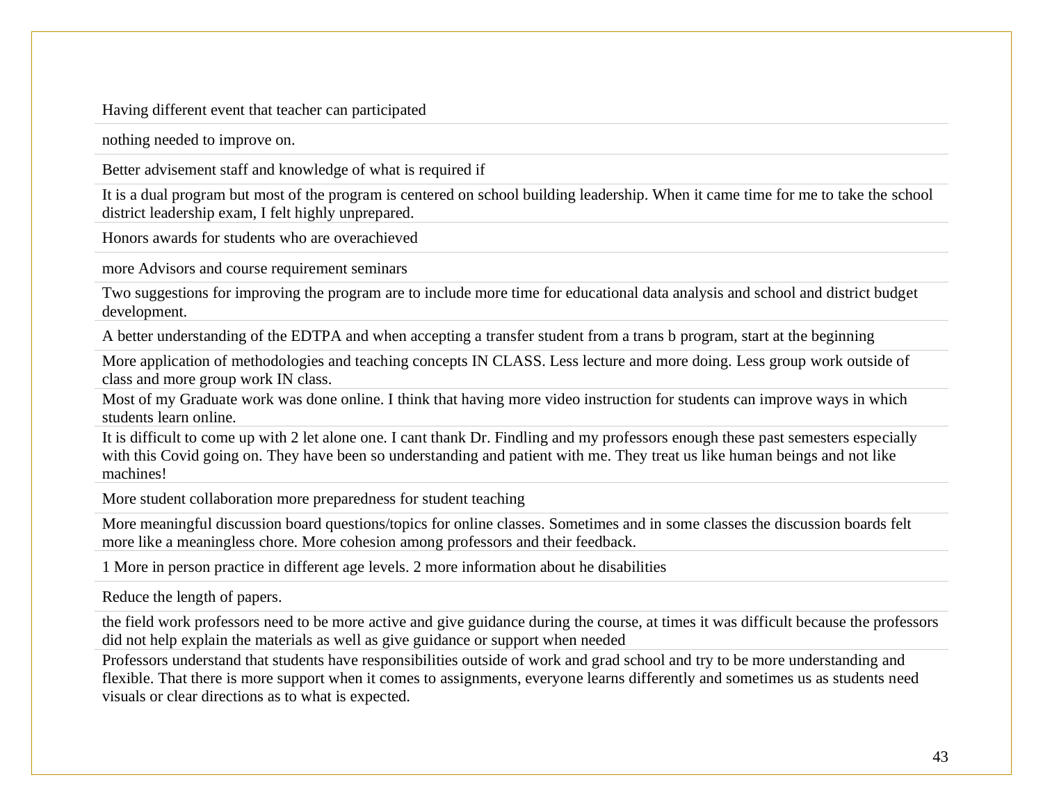| |
|---|
| Having different event that teacher can participated |
| nothing needed to improve on. |
| Better advisement staff and knowledge of what is required if |
| It is a dual program but most of the program is centered on school building leadership. When it came time for me to take the school district leadership exam, I felt highly unprepared. |
| Honors awards for students who are overachieved |
| more Advisors and course requirement seminars |
| Two suggestions for improving the program are to include more time for educational data analysis and school and district budget development. |
| A better understanding of the EDTPA and when accepting a transfer student from a trans b program, start at the beginning |
| More application of methodologies and teaching concepts IN CLASS. Less lecture and more doing. Less group work outside of class and more group work IN class. |
| Most of my Graduate work was done online. I think that having more video instruction for students can improve ways in which students learn online. |
| It is difficult to come up with 2 let alone one. I cant thank Dr. Findling and my professors enough these past semesters especially with this Covid going on. They have been so understanding and patient with me. They treat us like human beings and not like machines! |
| More student collaboration more preparedness for student teaching |
| More meaningful discussion board questions/topics for online classes. Sometimes and in some classes the discussion boards felt more like a meaningless chore. More cohesion among professors and their feedback. |
| 1 More in person practice in different age levels. 2 more information about he disabilities |
| Reduce the length of papers. |
| the field work professors need to be more active and give guidance during the course, at times it was difficult because the professors did not help explain the materials as well as give guidance or support when needed |
| Professors understand that students have responsibilities outside of work and grad school and try to be more understanding and flexible. That there is more support when it comes to assignments, everyone learns differently and sometimes us as students need visuals or clear directions as to what is expected. |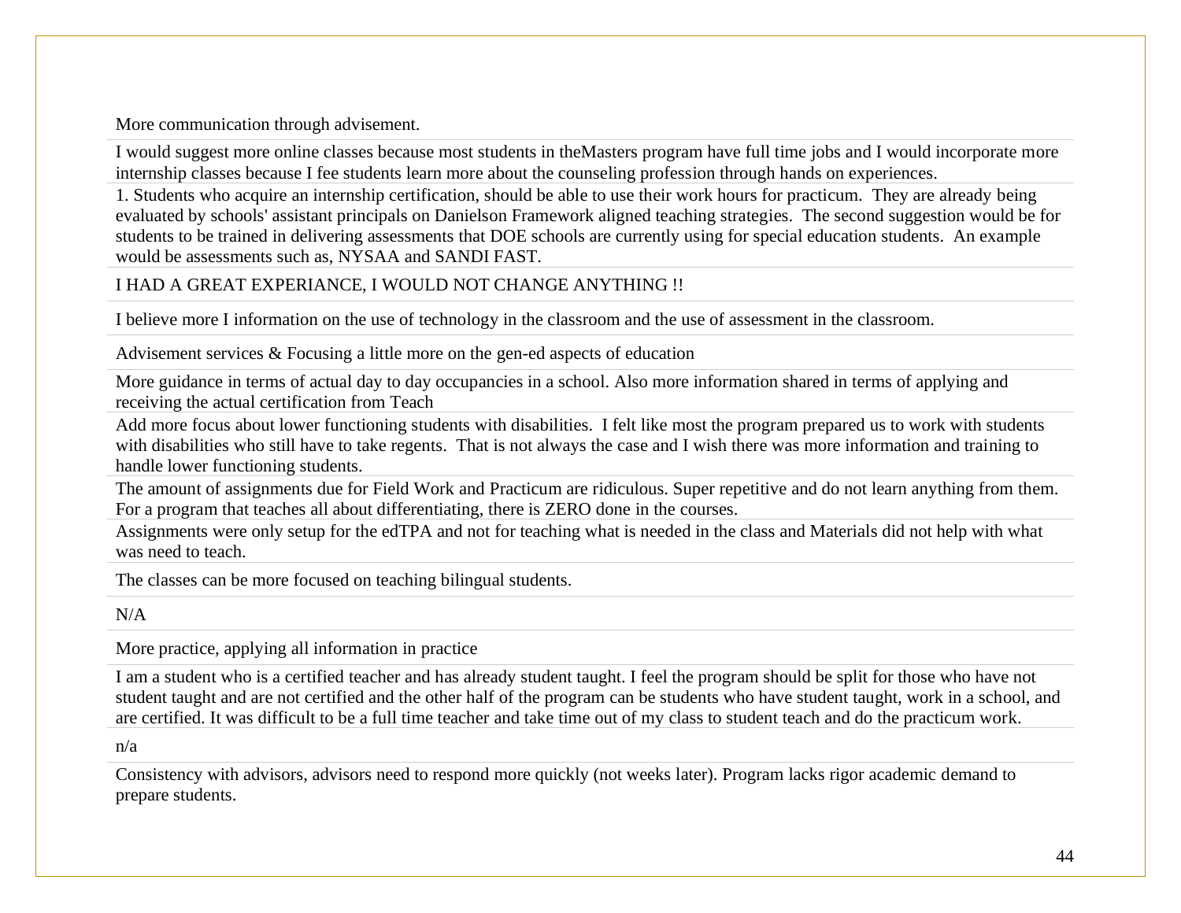More communication through advisement.

I would suggest more online classes because most students in theMasters program have full time jobs and I would incorporate more internship classes because I fee students learn more about the counseling profession through hands on experiences.

1. Students who acquire an internship certification, should be able to use their work hours for practicum. They are already being evaluated by schools' assistant principals on Danielson Framework aligned teaching strategies. The second suggestion would be for students to be trained in delivering assessments that DOE schools are currently using for special education students. An example would be assessments such as, NYSAA and SANDI FAST.

I HAD A GREAT EXPERIANCE, I WOULD NOT CHANGE ANYTHING !!

I believe more I information on the use of technology in the classroom and the use of assessment in the classroom.

Advisement services & Focusing a little more on the gen-ed aspects of education

More guidance in terms of actual day to day occupancies in a school. Also more information shared in terms of applying and receiving the actual certification from Teach

Add more focus about lower functioning students with disabilities. I felt like most the program prepared us to work with students with disabilities who still have to take regents. That is not always the case and I wish there was more information and training to handle lower functioning students.

The amount of assignments due for Field Work and Practicum are ridiculous. Super repetitive and do not learn anything from them. For a program that teaches all about differentiating, there is ZERO done in the courses.

Assignments were only setup for the edTPA and not for teaching what is needed in the class and Materials did not help with what was need to teach.

The classes can be more focused on teaching bilingual students.

N/A

More practice, applying all information in practice

I am a student who is a certified teacher and has already student taught. I feel the program should be split for those who have not student taught and are not certified and the other half of the program can be students who have student taught, work in a school, and are certified. It was difficult to be a full time teacher and take time out of my class to student teach and do the practicum work.

n/a

Consistency with advisors, advisors need to respond more quickly (not weeks later). Program lacks rigor academic demand to prepare students.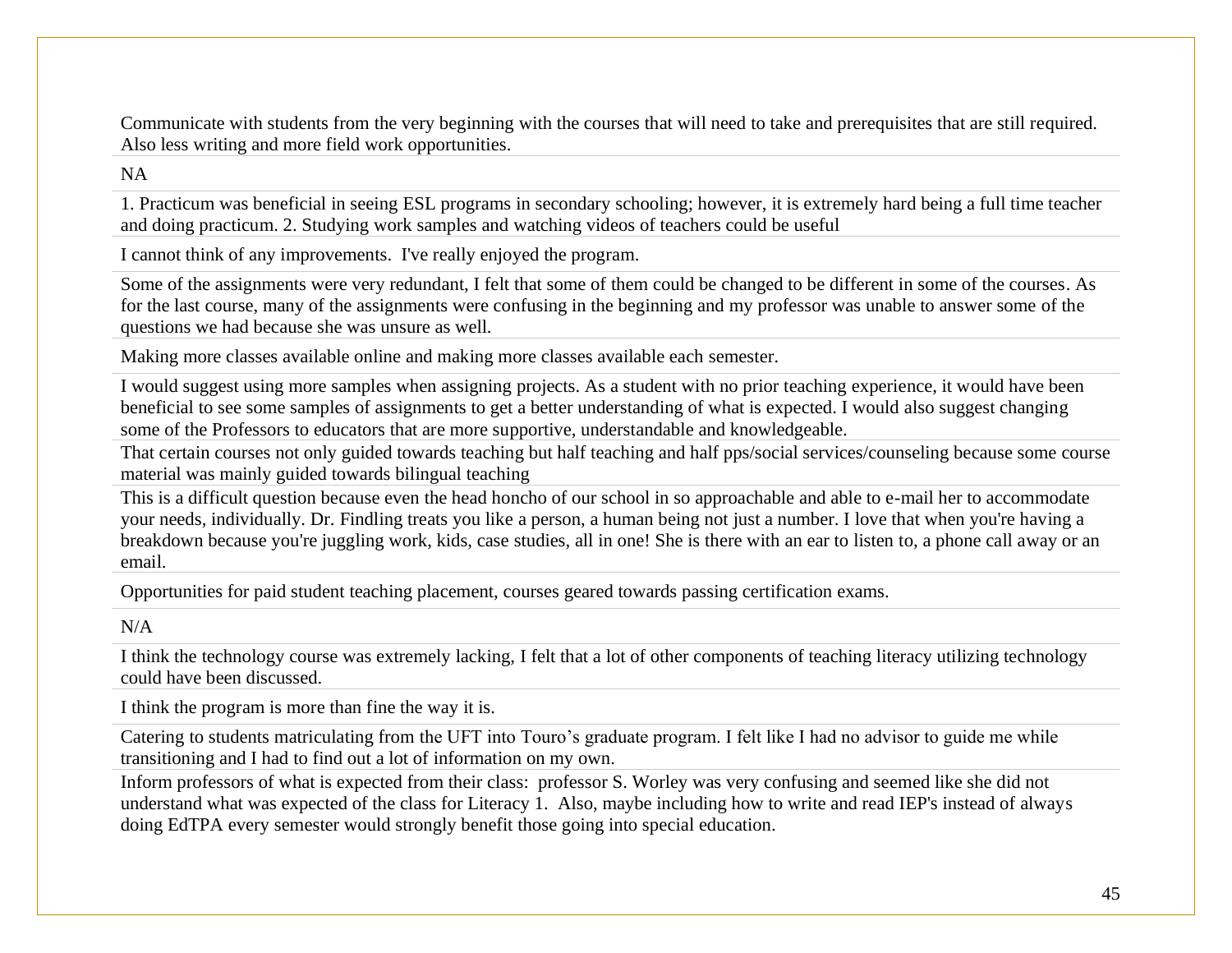Communicate with students from the very beginning with the courses that will need to take and prerequisites that are still required. Also less writing and more field work opportunities.

NA

1. Practicum was beneficial in seeing ESL programs in secondary schooling; however, it is extremely hard being a full time teacher and doing practicum. 2. Studying work samples and watching videos of teachers could be useful

I cannot think of any improvements.  I've really enjoyed the program.

Some of the assignments were very redundant, I felt that some of them could be changed to be different in some of the courses. As for the last course, many of the assignments were confusing in the beginning and my professor was unable to answer some of the questions we had because she was unsure as well.

Making more classes available online and making more classes available each semester.

I would suggest using more samples when assigning projects. As a student with no prior teaching experience, it would have been beneficial to see some samples of assignments to get a better understanding of what is expected. I would also suggest changing some of the Professors to educators that are more supportive, understandable and knowledgeable.

That certain courses not only guided towards teaching but half teaching and half pps/social services/counseling because some course material was mainly guided towards bilingual teaching

This is a difficult question because even the head honcho of our school in so approachable and able to e-mail her to accommodate your needs, individually. Dr. Findling treats you like a person, a human being not just a number. I love that when you're having a breakdown because you're juggling work, kids, case studies, all in one! She is there with an ear to listen to, a phone call away or an email.

Opportunities for paid student teaching placement, courses geared towards passing certification exams.

N/A

I think the technology course was extremely lacking, I felt that a lot of other components of teaching literacy utilizing technology could have been discussed.

I think the program is more than fine the way it is.

Catering to students matriculating from the UFT into Touro's graduate program. I felt like I had no advisor to guide me while transitioning and I had to find out a lot of information on my own.

Inform professors of what is expected from their class:  professor S. Worley was very confusing and seemed like she did not understand what was expected of the class for Literacy 1.  Also, maybe including how to write and read IEP's instead of always doing EdTPA every semester would strongly benefit those going into special education.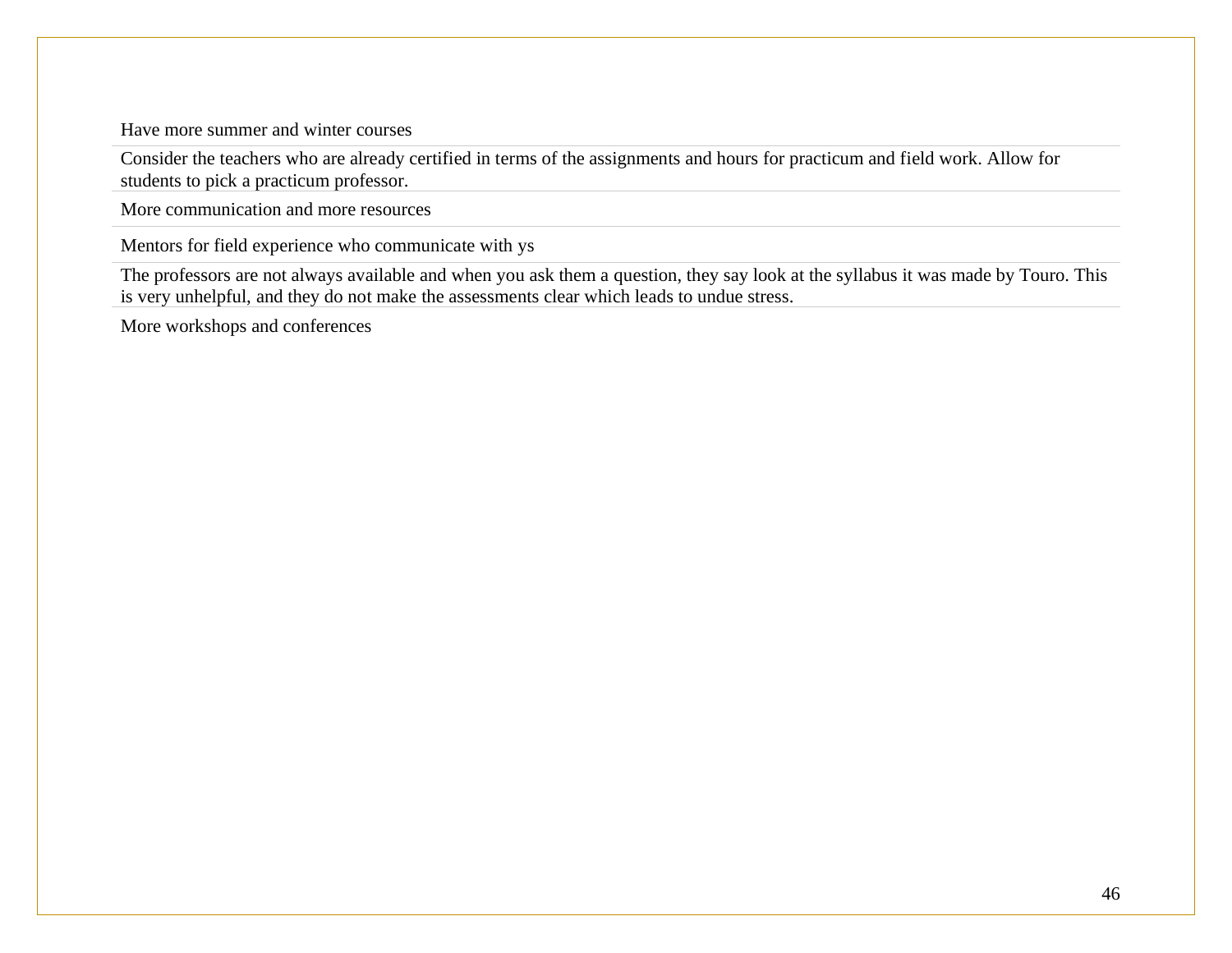| |
|---|
| Have more summer and winter courses |
| Consider the teachers who are already certified in terms of the assignments and hours for practicum and field work. Allow for students to pick a practicum professor. |
| More communication and more resources |
| Mentors for field experience who communicate with ys |
| The professors are not always available and when you ask them a question, they say look at the syllabus it was made by Touro. This is very unhelpful, and they do not make the assessments clear which leads to undue stress. |
| More workshops and conferences |